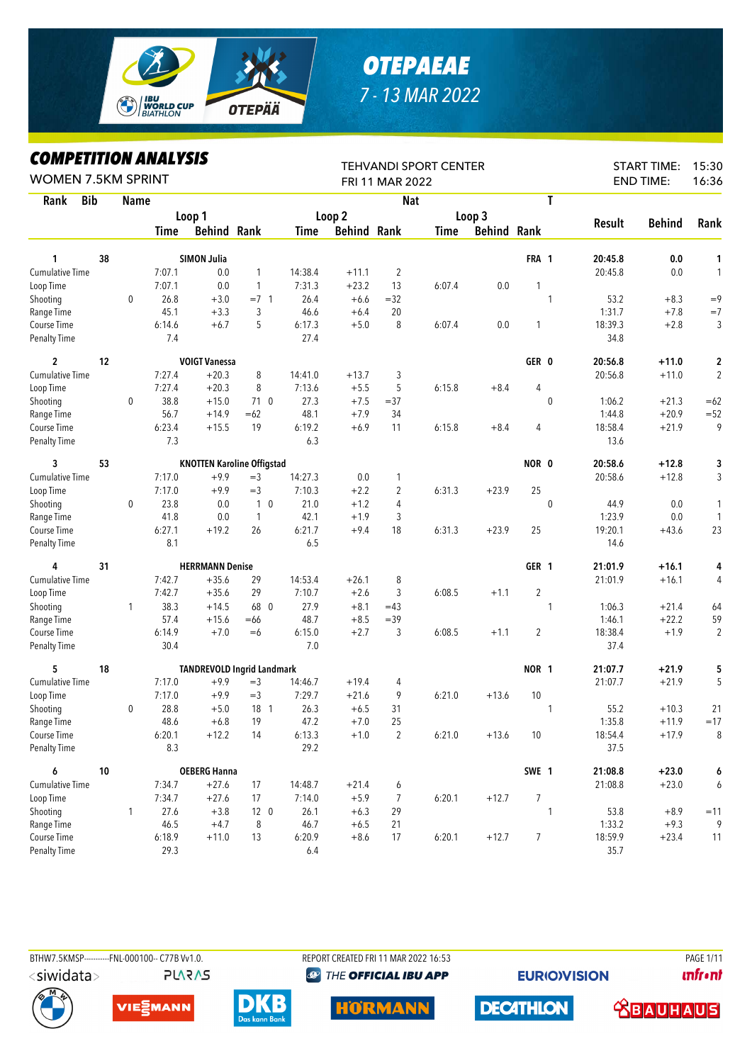# OTEPAEAE

7 - 13 MAR 2022

## COMPETITION ANALYSIS

WOMEN 7.5KM SPRINT

TEHVANDI SPORT CENTER
FRI 11 MAR 2022

START TIME: 15:30
END TIME: 16:36

| Rank | Bib | Name | | | | | | | Nat | | | T | | | |
|---|---|---|---|---|---|---|---|---|---|---|---|---|---|---|---|
| | | | Loop 1 | | | Loop 2 | | | Loop 3 | | | | | | |
| | | | Time | Behind | Rank | Time | Behind | Rank | Time | Behind | Rank | | Result | Behind | Rank |
| 1 | 38 | SIMON Julia | | | | | | | | | FRA | 1 | 20:45.8 | 0.0 | 1 |
| Cumulative Time | | | 7:07.1 | 0.0 | 1 | 14:38.4 | +11.1 | 2 | | | | | 20:45.8 | 0.0 | 1 |
| Loop Time | | | 7:07.1 | 0.0 | 1 | 7:31.3 | +23.2 | 13 | 6:07.4 | 0.0 | 1 | | | | |
| Shooting | | 0 | 26.8 | +3.0 | =7 1 | 26.4 | +6.6 | =32 | | | | 1 | 53.2 | +8.3 | =9 |
| Range Time | | | 45.1 | +3.3 | 3 | 46.6 | +6.4 | 20 | | | | | 1:31.7 | +7.8 | =7 |
| Course Time | | | 6:14.6 | +6.7 | 5 | 6:17.3 | +5.0 | 8 | 6:07.4 | 0.0 | 1 | | 18:39.3 | +2.8 | 3 |
| Penalty Time | | | 7.4 | | | 27.4 | | | | | | | 34.8 | | |
| 2 | 12 | VOIGT Vanessa | | | | | | | | | GER | 0 | 20:56.8 | +11.0 | 2 |
| Cumulative Time | | | 7:27.4 | +20.3 | 8 | 14:41.0 | +13.7 | 3 | | | | | 20:56.8 | +11.0 | 2 |
| Loop Time | | | 7:27.4 | +20.3 | 8 | 7:13.6 | +5.5 | 5 | 6:15.8 | +8.4 | 4 | | | | |
| Shooting | | 0 | 38.8 | +15.0 | 71 0 | 27.3 | +7.5 | =37 | | | | 0 | 1:06.2 | +21.3 | =62 |
| Range Time | | | 56.7 | +14.9 | =62 | 48.1 | +7.9 | 34 | | | | | 1:44.8 | +20.9 | =52 |
| Course Time | | | 6:23.4 | +15.5 | 19 | 6:19.2 | +6.9 | 11 | 6:15.8 | +8.4 | 4 | | 18:58.4 | +21.9 | 9 |
| Penalty Time | | | 7.3 | | | 6.3 | | | | | | | 13.6 | | |
| 3 | 53 | KNOTTEN Karoline Offigstad | | | | | | | | | NOR | 0 | 20:58.6 | +12.8 | 3 |
| Cumulative Time | | | 7:17.0 | +9.9 | =3 | 14:27.3 | 0.0 | 1 | | | | | 20:58.6 | +12.8 | 3 |
| Loop Time | | | 7:17.0 | +9.9 | =3 | 7:10.3 | +2.2 | 2 | 6:31.3 | +23.9 | 25 | | | | |
| Shooting | | 0 | 23.8 | 0.0 | 1 0 | 21.0 | +1.2 | 4 | | | | 0 | 44.9 | 0.0 | 1 |
| Range Time | | | 41.8 | 0.0 | 1 | 42.1 | +1.9 | 3 | | | | | 1:23.9 | 0.0 | 1 |
| Course Time | | | 6:27.1 | +19.2 | 26 | 6:21.7 | +9.4 | 18 | 6:31.3 | +23.9 | 25 | | 19:20.1 | +43.6 | 23 |
| Penalty Time | | | 8.1 | | | 6.5 | | | | | | | 14.6 | | |
| 4 | 31 | HERRMANN Denise | | | | | | | | | GER | 1 | 21:01.9 | +16.1 | 4 |
| Cumulative Time | | | 7:42.7 | +35.6 | 29 | 14:53.4 | +26.1 | 8 | | | | | 21:01.9 | +16.1 | 4 |
| Loop Time | | | 7:42.7 | +35.6 | 29 | 7:10.7 | +2.6 | 3 | 6:08.5 | +1.1 | 2 | | | | |
| Shooting | | 1 | 38.3 | +14.5 | 68 0 | 27.9 | +8.1 | =43 | | | | 1 | 1:06.3 | +21.4 | 64 |
| Range Time | | | 57.4 | +15.6 | =66 | 48.7 | +8.5 | =39 | | | | | 1:46.1 | +22.2 | 59 |
| Course Time | | | 6:14.9 | +7.0 | =6 | 6:15.0 | +2.7 | 3 | 6:08.5 | +1.1 | 2 | | 18:38.4 | +1.9 | 2 |
| Penalty Time | | | 30.4 | | | 7.0 | | | | | | | 37.4 | | |
| 5 | 18 | TANDREVOLD Ingrid Landmark | | | | | | | | | NOR | 1 | 21:07.7 | +21.9 | 5 |
| Cumulative Time | | | 7:17.0 | +9.9 | =3 | 14:46.7 | +19.4 | 4 | | | | | 21:07.7 | +21.9 | 5 |
| Loop Time | | | 7:17.0 | +9.9 | =3 | 7:29.7 | +21.6 | 9 | 6:21.0 | +13.6 | 10 | | | | |
| Shooting | | 0 | 28.8 | +5.0 | 18 1 | 26.3 | +6.5 | 31 | | | | 1 | 55.2 | +10.3 | 21 |
| Range Time | | | 48.6 | +6.8 | 19 | 47.2 | +7.0 | 25 | | | | | 1:35.8 | +11.9 | =17 |
| Course Time | | | 6:20.1 | +12.2 | 14 | 6:13.3 | +1.0 | 2 | 6:21.0 | +13.6 | 10 | | 18:54.4 | +17.9 | 8 |
| Penalty Time | | | 8.3 | | | 29.2 | | | | | | | 37.5 | | |
| 6 | 10 | OEBERG Hanna | | | | | | | | | SWE | 1 | 21:08.8 | +23.0 | 6 |
| Cumulative Time | | | 7:34.7 | +27.6 | 17 | 14:48.7 | +21.4 | 6 | | | | | 21:08.8 | +23.0 | 6 |
| Loop Time | | | 7:34.7 | +27.6 | 17 | 7:14.0 | +5.9 | 7 | 6:20.1 | +12.7 | 7 | | | | |
| Shooting | | 1 | 27.6 | +3.8 | 12 0 | 26.1 | +6.3 | 29 | | | | 1 | 53.8 | +8.9 | =11 |
| Range Time | | | 46.5 | +4.7 | 8 | 46.7 | +6.5 | 21 | | | | | 1:33.2 | +9.3 | 9 |
| Course Time | | | 6:18.9 | +11.0 | 13 | 6:20.9 | +8.6 | 17 | 6:20.1 | +12.7 | 7 | | 18:59.9 | +23.4 | 11 |
| Penalty Time | | | 29.3 | | | 6.4 | | | | | | | 35.7 | | |

BTHW7.5KMSP-----------FNL-000100-- C77B Vv1.0. REPORT CREATED FRI 11 MAR 2022 16:53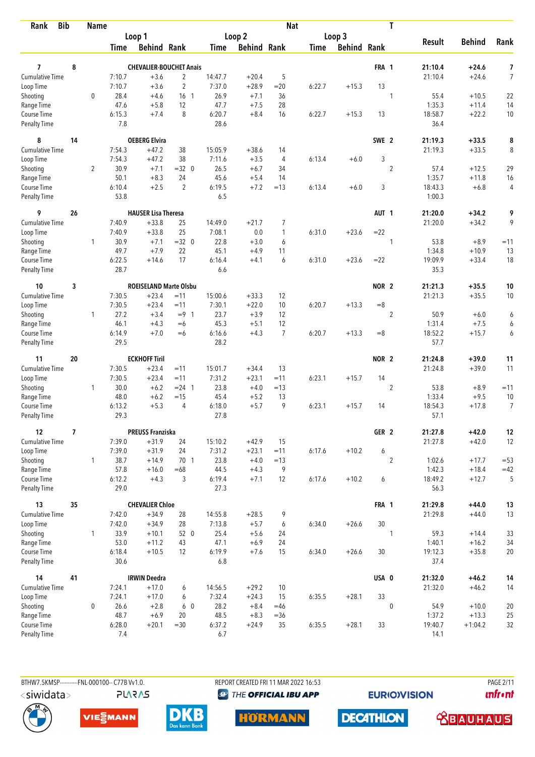| Rank | Bib | Name | | | | | | | | Nat | | T | | | |
|---|---|---|---|---|---|---|---|---|---|---|---|---|---|---|---|
| | | | Loop 1 | | | Loop 2 | | | Loop 3 | | | | Result | Behind | Rank |
| | | | Time | Behind | Rank | Time | Behind | Rank | Time | Behind | Rank | | | | |
| **7** | **8** | **CHEVALIER-BOUCHET Anais** | | | | | | | | | **FRA** | **1** | **21:10.4** | **+24.6** | **7** |
| Cumulative Time | | | 7:10.7 | +3.6 | 2 | 14:47.7 | +20.4 | 5 | | | | | 21:10.4 | +24.6 | 7 |
| Loop Time | | | 7:10.7 | +3.6 | 2 | 7:37.0 | +28.9 | =20 | 6:22.7 | +15.3 | 13 | | | | |
| Shooting | | 0 | 28.4 | +4.6 | 16 1 | 26.9 | +7.1 | 36 | | | | 1 | 55.4 | +10.5 | 22 |
| Range Time | | | 47.6 | +5.8 | 12 | 47.7 | +7.5 | 28 | | | | | 1:35.3 | +11.4 | 14 |
| Course Time | | | 6:15.3 | +7.4 | 8 | 6:20.7 | +8.4 | 16 | 6:22.7 | +15.3 | 13 | | 18:58.7 | +22.2 | 10 |
| Penalty Time | | | 7.8 | | | 28.6 | | | | | | | 36.4 | | |
| **8** | **14** | **OEBERG Elvira** | | | | | | | | | **SWE** | **2** | **21:19.3** | **+33.5** | **8** |
| Cumulative Time | | | 7:54.3 | +47.2 | 38 | 15:05.9 | +38.6 | 14 | | | | | 21:19.3 | +33.5 | 8 |
| Loop Time | | | 7:54.3 | +47.2 | 38 | 7:11.6 | +3.5 | 4 | 6:13.4 | +6.0 | 3 | | | | |
| Shooting | | 2 | 30.9 | +7.1 | =32 0 | 26.5 | +6.7 | 34 | | | | 2 | 57.4 | +12.5 | 29 |
| Range Time | | | 50.1 | +8.3 | 24 | 45.6 | +5.4 | 14 | | | | | 1:35.7 | +11.8 | 16 |
| Course Time | | | 6:10.4 | +2.5 | 2 | 6:19.5 | +7.2 | =13 | 6:13.4 | +6.0 | 3 | | 18:43.3 | +6.8 | 4 |
| Penalty Time | | | 53.8 | | | 6.5 | | | | | | | 1:00.3 | | |
| **9** | **26** | **HAUSER Lisa Theresa** | | | | | | | | | **AUT** | **1** | **21:20.0** | **+34.2** | **9** |
| Cumulative Time | | | 7:40.9 | +33.8 | 25 | 14:49.0 | +21.7 | 7 | | | | | 21:20.0 | +34.2 | 9 |
| Loop Time | | | 7:40.9 | +33.8 | 25 | 7:08.1 | 0.0 | 1 | 6:31.0 | +23.6 | =22 | | | | |
| Shooting | | 1 | 30.9 | +7.1 | =32 0 | 22.8 | +3.0 | 6 | | | | 1 | 53.8 | +8.9 | =11 |
| Range Time | | | 49.7 | +7.9 | 22 | 45.1 | +4.9 | 11 | | | | | 1:34.8 | +10.9 | 13 |
| Course Time | | | 6:22.5 | +14.6 | 17 | 6:16.4 | +4.1 | 6 | 6:31.0 | +23.6 | =22 | | 19:09.9 | +33.4 | 18 |
| Penalty Time | | | 28.7 | | | 6.6 | | | | | | | 35.3 | | |
| **10** | **3** | **ROEISELAND Marte Olsbu** | | | | | | | | | **NOR** | **2** | **21:21.3** | **+35.5** | **10** |
| Cumulative Time | | | 7:30.5 | +23.4 | =11 | 15:00.6 | +33.3 | 12 | | | | | 21:21.3 | +35.5 | 10 |
| Loop Time | | | 7:30.5 | +23.4 | =11 | 7:30.1 | +22.0 | 10 | 6:20.7 | +13.3 | =8 | | | | |
| Shooting | | 1 | 27.2 | +3.4 | =9 1 | 23.7 | +3.9 | 12 | | | | 2 | 50.9 | +6.0 | 6 |
| Range Time | | | 46.1 | +4.3 | =6 | 45.3 | +5.1 | 12 | | | | | 1:31.4 | +7.5 | 6 |
| Course Time | | | 6:14.9 | +7.0 | =6 | 6:16.6 | +4.3 | 7 | 6:20.7 | +13.3 | =8 | | 18:52.2 | +15.7 | 6 |
| Penalty Time | | | 29.5 | | | 28.2 | | | | | | | 57.7 | | |
| **11** | **20** | **ECKHOFF Tiril** | | | | | | | | | **NOR** | **2** | **21:24.8** | **+39.0** | **11** |
| Cumulative Time | | | 7:30.5 | +23.4 | =11 | 15:01.7 | +34.4 | 13 | | | | | 21:24.8 | +39.0 | 11 |
| Loop Time | | | 7:30.5 | +23.4 | =11 | 7:31.2 | +23.1 | =11 | 6:23.1 | +15.7 | 14 | | | | |
| Shooting | | 1 | 30.0 | +6.2 | =24 1 | 23.8 | +4.0 | =13 | | | | 2 | 53.8 | +8.9 | =11 |
| Range Time | | | 48.0 | +6.2 | =15 | 45.4 | +5.2 | 13 | | | | | 1:33.4 | +9.5 | 10 |
| Course Time | | | 6:13.2 | +5.3 | 4 | 6:18.0 | +5.7 | 9 | 6:23.1 | +15.7 | 14 | | 18:54.3 | +17.8 | 7 |
| Penalty Time | | | 29.3 | | | 27.8 | | | | | | | 57.1 | | |
| **12** | **7** | **PREUSS Franziska** | | | | | | | | | **GER** | **2** | **21:27.8** | **+42.0** | **12** |
| Cumulative Time | | | 7:39.0 | +31.9 | 24 | 15:10.2 | +42.9 | 15 | | | | | 21:27.8 | +42.0 | 12 |
| Loop Time | | | 7:39.0 | +31.9 | 24 | 7:31.2 | +23.1 | =11 | 6:17.6 | +10.2 | 6 | | | | |
| Shooting | | 1 | 38.7 | +14.9 | 70 1 | 23.8 | +4.0 | =13 | | | | 2 | 1:02.6 | +17.7 | =53 |
| Range Time | | | 57.8 | +16.0 | =68 | 44.5 | +4.3 | 9 | | | | | 1:42.3 | +18.4 | =42 |
| Course Time | | | 6:12.2 | +4.3 | 3 | 6:19.4 | +7.1 | 12 | 6:17.6 | +10.2 | 6 | | 18:49.2 | +12.7 | 5 |
| Penalty Time | | | 29.0 | | | 27.3 | | | | | | | 56.3 | | |
| **13** | **35** | **CHEVALIER Chloe** | | | | | | | | | **FRA** | **1** | **21:29.8** | **+44.0** | **13** |
| Cumulative Time | | | 7:42.0 | +34.9 | 28 | 14:55.8 | +28.5 | 9 | | | | | 21:29.8 | +44.0 | 13 |
| Loop Time | | | 7:42.0 | +34.9 | 28 | 7:13.8 | +5.7 | 6 | 6:34.0 | +26.6 | 30 | | | | |
| Shooting | | 1 | 33.9 | +10.1 | 52 0 | 25.4 | +5.6 | 24 | | | | 1 | 59.3 | +14.4 | 33 |
| Range Time | | | 53.0 | +11.2 | 43 | 47.1 | +6.9 | 24 | | | | | 1:40.1 | +16.2 | 34 |
| Course Time | | | 6:18.4 | +10.5 | 12 | 6:19.9 | +7.6 | 15 | 6:34.0 | +26.6 | 30 | | 19:12.3 | +35.8 | 20 |
| Penalty Time | | | 30.6 | | | 6.8 | | | | | | | 37.4 | | |
| **14** | **41** | **IRWIN Deedra** | | | | | | | | | **USA** | **0** | **21:32.0** | **+46.2** | **14** |
| Cumulative Time | | | 7:24.1 | +17.0 | 6 | 14:56.5 | +29.2 | 10 | | | | | 21:32.0 | +46.2 | 14 |
| Loop Time | | | 7:24.1 | +17.0 | 6 | 7:32.4 | +24.3 | 15 | 6:35.5 | +28.1 | 33 | | | | |
| Shooting | | 0 | 26.6 | +2.8 | 6 0 | 28.2 | +8.4 | =46 | | | | 0 | 54.9 | +10.0 | 20 |
| Range Time | | | 48.7 | +6.9 | 20 | 48.5 | +8.3 | =36 | | | | | 1:37.2 | +13.3 | 25 |
| Course Time | | | 6:28.0 | +20.1 | =30 | 6:37.2 | +24.9 | 35 | 6:35.5 | +28.1 | 33 | | 19:40.7 | +1:04.2 | 32 |
| Penalty Time | | | 7.4 | | | 6.7 | | | | | | | 14.1 | | |

BTHW7.5KMSP----------FNL-000100-- C77B Vv1.0. REPORT CREATED FRI 11 MAR 2022 16:53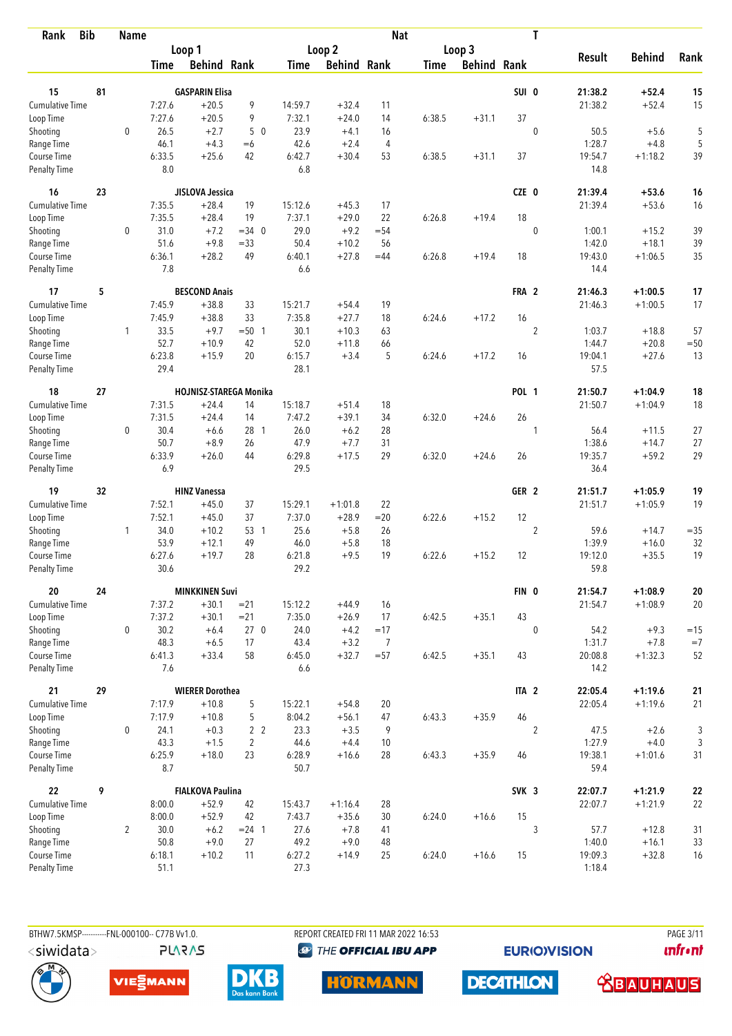| Rank | Bib | Name | | | | | | | Nat | | | | T | | | |
|---|---|---|---|---|---|---|---|---|---|---|---|---|---|---|---|---|
| | | | Loop 1 | | | Loop 2 | | | Loop 3 | | | | | Result | Behind | Rank |
| | | | Time | Behind | Rank | Time | Behind | Rank | Time | Behind | Rank | | | | | |
| **15** | **81** | **GASPARIN Elisa** | | | | | | | | | | **SUI** | **0** | **21:38.2** | **+52.4** | **15** |
| Cumulative Time | | | 7:27.6 | +20.5 | 9 | 14:59.7 | +32.4 | 11 | | | | | | 21:38.2 | +52.4 | 15 |
| Loop Time | | | 7:27.6 | +20.5 | 9 | 7:32.1 | +24.0 | 14 | 6:38.5 | +31.1 | 37 | | | | | |
| Shooting | | 0 | 26.5 | +2.7 | 5 | 0 23.9 | +4.1 | 16 | | | | | 0 | 50.5 | +5.6 | 5 |
| Range Time | | | 46.1 | +4.3 | =6 | 42.6 | +2.4 | 4 | | | | | | 1:28.7 | +4.8 | 5 |
| Course Time | | | 6:33.5 | +25.6 | 42 | 6:42.7 | +30.4 | 53 | 6:38.5 | +31.1 | 37 | | | 19:54.7 | +1:18.2 | 39 |
| Penalty Time | | | 8.0 | | | 6.8 | | | | | | | | 14.8 | | |
| **16** | **23** | **JISLOVA Jessica** | | | | | | | | | | **CZE** | **0** | **21:39.4** | **+53.6** | **16** |
| Cumulative Time | | | 7:35.5 | +28.4 | 19 | 15:12.6 | +45.3 | 17 | | | | | | 21:39.4 | +53.6 | 16 |
| Loop Time | | | 7:35.5 | +28.4 | 19 | 7:37.1 | +29.0 | 22 | 6:26.8 | +19.4 | 18 | | | | | |
| Shooting | | 0 | 31.0 | +7.2 | =34 | 0 29.0 | +9.2 | =54 | | | | | 0 | 1:00.1 | +15.2 | 39 |
| Range Time | | | 51.6 | +9.8 | =33 | 50.4 | +10.2 | 56 | | | | | | 1:42.0 | +18.1 | 39 |
| Course Time | | | 6:36.1 | +28.2 | 49 | 6:40.1 | +27.8 | =44 | 6:26.8 | +19.4 | 18 | | | 19:43.0 | +1:06.5 | 35 |
| Penalty Time | | | 7.8 | | | 6.6 | | | | | | | | 14.4 | | |
| **17** | **5** | **BESCOND Anais** | | | | | | | | | | **FRA** | **2** | **21:46.3** | **+1:00.5** | **17** |
| Cumulative Time | | | 7:45.9 | +38.8 | 33 | 15:21.7 | +54.4 | 19 | | | | | | 21:46.3 | +1:00.5 | 17 |
| Loop Time | | | 7:45.9 | +38.8 | 33 | 7:35.8 | +27.7 | 18 | 6:24.6 | +17.2 | 16 | | | | | |
| Shooting | | 1 | 33.5 | +9.7 | =50 | 1 30.1 | +10.3 | 63 | | | | | 2 | 1:03.7 | +18.8 | 57 |
| Range Time | | | 52.7 | +10.9 | 42 | 52.0 | +11.8 | 66 | | | | | | 1:44.7 | +20.8 | =50 |
| Course Time | | | 6:23.8 | +15.9 | 20 | 6:15.7 | +3.4 | 5 | 6:24.6 | +17.2 | 16 | | | 19:04.1 | +27.6 | 13 |
| Penalty Time | | | 29.4 | | | 28.1 | | | | | | | | 57.5 | | |
| **18** | **27** | **HOJNISZ-STAREGA Monika** | | | | | | | | | | **POL** | **1** | **21:50.7** | **+1:04.9** | **18** |
| Cumulative Time | | | 7:31.5 | +24.4 | 14 | 15:18.7 | +51.4 | 18 | | | | | | 21:50.7 | +1:04.9 | 18 |
| Loop Time | | | 7:31.5 | +24.4 | 14 | 7:47.2 | +39.1 | 34 | 6:32.0 | +24.6 | 26 | | | | | |
| Shooting | | 0 | 30.4 | +6.6 | 28 | 1 26.0 | +6.2 | 28 | | | | | 1 | 56.4 | +11.5 | 27 |
| Range Time | | | 50.7 | +8.9 | 26 | 47.9 | +7.7 | 31 | | | | | | 1:38.6 | +14.7 | 27 |
| Course Time | | | 6:33.9 | +26.0 | 44 | 6:29.8 | +17.5 | 29 | 6:32.0 | +24.6 | 26 | | | 19:35.7 | +59.2 | 29 |
| Penalty Time | | | 6.9 | | | 29.5 | | | | | | | | 36.4 | | |
| **19** | **32** | **HINZ Vanessa** | | | | | | | | | | **GER** | **2** | **21:51.7** | **+1:05.9** | **19** |
| Cumulative Time | | | 7:52.1 | +45.0 | 37 | 15:29.1 | +1:01.8 | 22 | | | | | | 21:51.7 | +1:05.9 | 19 |
| Loop Time | | | 7:52.1 | +45.0 | 37 | 7:37.0 | +28.9 | =20 | 6:22.6 | +15.2 | 12 | | | | | |
| Shooting | | 1 | 34.0 | +10.2 | 53 | 1 25.6 | +5.8 | 26 | | | | | 2 | 59.6 | +14.7 | =35 |
| Range Time | | | 53.9 | +12.1 | 49 | 46.0 | +5.8 | 18 | | | | | | 1:39.9 | +16.0 | 32 |
| Course Time | | | 6:27.6 | +19.7 | 28 | 6:21.8 | +9.5 | 19 | 6:22.6 | +15.2 | 12 | | | 19:12.0 | +35.5 | 19 |
| Penalty Time | | | 30.6 | | | 29.2 | | | | | | | | 59.8 | | |
| **20** | **24** | **MINKKINEN Suvi** | | | | | | | | | | **FIN** | **0** | **21:54.7** | **+1:08.9** | **20** |
| Cumulative Time | | | 7:37.2 | +30.1 | =21 | 15:12.2 | +44.9 | 16 | | | | | | 21:54.7 | +1:08.9 | 20 |
| Loop Time | | | 7:37.2 | +30.1 | =21 | 7:35.0 | +26.9 | 17 | 6:42.5 | +35.1 | 43 | | | | | |
| Shooting | | 0 | 30.2 | +6.4 | 27 | 0 24.0 | +4.2 | =17 | | | | | 0 | 54.2 | +9.3 | =15 |
| Range Time | | | 48.3 | +6.5 | 17 | 43.4 | +3.2 | 7 | | | | | | 1:31.7 | +7.8 | =7 |
| Course Time | | | 6:41.3 | +33.4 | 58 | 6:45.0 | +32.7 | =57 | 6:42.5 | +35.1 | 43 | | | 20:08.8 | +1:32.3 | 52 |
| Penalty Time | | | 7.6 | | | 6.6 | | | | | | | | 14.2 | | |
| **21** | **29** | **WIERER Dorothea** | | | | | | | | | | **ITA** | **2** | **22:05.4** | **+1:19.6** | **21** |
| Cumulative Time | | | 7:17.9 | +10.8 | 5 | 15:22.1 | +54.8 | 20 | | | | | | 22:05.4 | +1:19.6 | 21 |
| Loop Time | | | 7:17.9 | +10.8 | 5 | 8:04.2 | +56.1 | 47 | 6:43.3 | +35.9 | 46 | | | | | |
| Shooting | | 0 | 24.1 | +0.3 | 2 | 2 23.3 | +3.5 | 9 | | | | | 2 | 47.5 | +2.6 | 3 |
| Range Time | | | 43.3 | +1.5 | 2 | 44.6 | +4.4 | 10 | | | | | | 1:27.9 | +4.0 | 3 |
| Course Time | | | 6:25.9 | +18.0 | 23 | 6:28.9 | +16.6 | 28 | 6:43.3 | +35.9 | 46 | | | 19:38.1 | +1:01.6 | 31 |
| Penalty Time | | | 8.7 | | | 50.7 | | | | | | | | 59.4 | | |
| **22** | **9** | **FIALKOVA Paulina** | | | | | | | | | | **SVK** | **3** | **22:07.7** | **+1:21.9** | **22** |
| Cumulative Time | | | 8:00.0 | +52.9 | 42 | 15:43.7 | +1:16.4 | 28 | | | | | | 22:07.7 | +1:21.9 | 22 |
| Loop Time | | | 8:00.0 | +52.9 | 42 | 7:43.7 | +35.6 | 30 | 6:24.0 | +16.6 | 15 | | | | | |
| Shooting | | 2 | 30.0 | +6.2 | =24 | 1 27.6 | +7.8 | 41 | | | | | 3 | 57.7 | +12.8 | 31 |
| Range Time | | | 50.8 | +9.0 | 27 | 49.2 | +9.0 | 48 | | | | | | 1:40.0 | +16.1 | 33 |
| Course Time | | | 6:18.1 | +10.2 | 11 | 6:27.2 | +14.9 | 25 | 6:24.0 | +16.6 | 15 | | | 19:09.3 | +32.8 | 16 |
| Penalty Time | | | 51.1 | | | 27.3 | | | | | | | | 1:18.4 | | |

BTHW7.5KMSP----------FNL-000100-- C77B Vv1.0. REPORT CREATED FRI 11 MAR 2022 16:53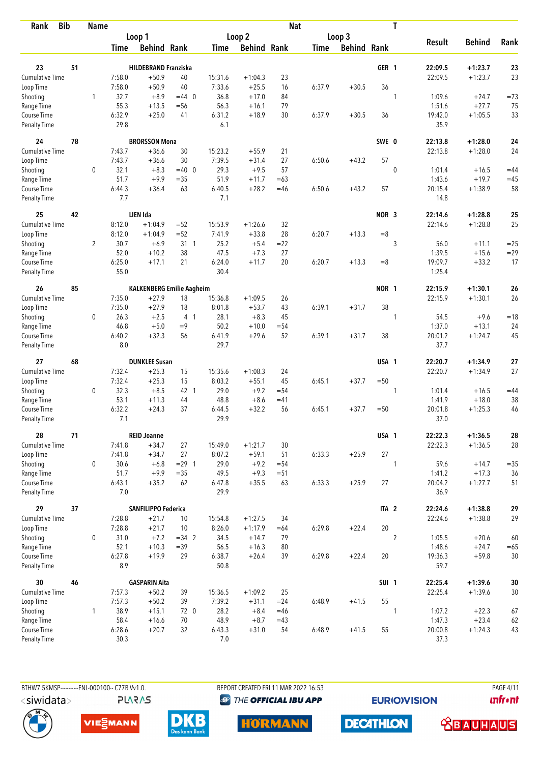| Rank | Bib | Name | | | | | | | Nat | | | T | Result | Behind | Rank |
|---|---|---|---|---|---|---|---|---|---|---|---|---|---|---|---|
| | | | Loop 1 | | | Loop 2 | | | Loop 3 | | | | | | |
| | | | Time | Behind | Rank | Time | Behind | Rank | Time | Behind | Rank | | | | |
| **23** | **51** | **HILDEBRAND Franziska** | | | | | | | | | **GER** | **1** | **22:09.5** | **+1:23.7** | **23** |
| Cumulative Time | | | 7:58.0 | +50.9 | 40 | 15:31.6 | +1:04.3 | 23 | | | | | 22:09.5 | +1:23.7 | 23 |
| Loop Time | | | 7:58.0 | +50.9 | 40 | 7:33.6 | +25.5 | 16 | 6:37.9 | +30.5 | 36 | | | | |
| Shooting | | 1 | 32.7 | +8.9 | =44 0 | 36.8 | +17.0 | 84 | | | | 1 | 1:09.6 | +24.7 | =73 |
| Range Time | | | 55.3 | +13.5 | =56 | 56.3 | +16.1 | 79 | | | | | 1:51.6 | +27.7 | 75 |
| Course Time | | | 6:32.9 | +25.0 | 41 | 6:31.2 | +18.9 | 30 | 6:37.9 | +30.5 | 36 | | 19:42.0 | +1:05.5 | 33 |
| Penalty Time | | | 29.8 | | | 6.1 | | | | | | | 35.9 | | |
| **24** | **78** | **BRORSSON Mona** | | | | | | | | | **SWE** | **0** | **22:13.8** | **+1:28.0** | **24** |
| Cumulative Time | | | 7:43.7 | +36.6 | 30 | 15:23.2 | +55.9 | 21 | | | | | 22:13.8 | +1:28.0 | 24 |
| Loop Time | | | 7:43.7 | +36.6 | 30 | 7:39.5 | +31.4 | 27 | 6:50.6 | +43.2 | 57 | | | | |
| Shooting | | 0 | 32.1 | +8.3 | =40 0 | 29.3 | +9.5 | 57 | | | | 0 | 1:01.4 | +16.5 | =44 |
| Range Time | | | 51.7 | +9.9 | =35 | 51.9 | +11.7 | =63 | | | | | 1:43.6 | +19.7 | =45 |
| Course Time | | | 6:44.3 | +36.4 | 63 | 6:40.5 | +28.2 | =46 | 6:50.6 | +43.2 | 57 | | 20:15.4 | +1:38.9 | 58 |
| Penalty Time | | | 7.7 | | | 7.1 | | | | | | | 14.8 | | |
| **25** | **42** | **LIEN Ida** | | | | | | | | | **NOR** | **3** | **22:14.6** | **+1:28.8** | **25** |
| Cumulative Time | | | 8:12.0 | +1:04.9 | =52 | 15:53.9 | +1:26.6 | 32 | | | | | 22:14.6 | +1:28.8 | 25 |
| Loop Time | | | 8:12.0 | +1:04.9 | =52 | 7:41.9 | +33.8 | 28 | 6:20.7 | +13.3 | =8 | | | | |
| Shooting | | 2 | 30.7 | +6.9 | 31 1 | 25.2 | +5.4 | =22 | | | | 3 | 56.0 | +11.1 | =25 |
| Range Time | | | 52.0 | +10.2 | 38 | 47.5 | +7.3 | 27 | | | | | 1:39.5 | +15.6 | =29 |
| Course Time | | | 6:25.0 | +17.1 | 21 | 6:24.0 | +11.7 | 20 | 6:20.7 | +13.3 | =8 | | 19:09.7 | +33.2 | 17 |
| Penalty Time | | | 55.0 | | | 30.4 | | | | | | | 1:25.4 | | |
| **26** | **85** | **KALKENBERG Emilie Aagheim** | | | | | | | | | **NOR** | **1** | **22:15.9** | **+1:30.1** | **26** |
| Cumulative Time | | | 7:35.0 | +27.9 | 18 | 15:36.8 | +1:09.5 | 26 | | | | | 22:15.9 | +1:30.1 | 26 |
| Loop Time | | | 7:35.0 | +27.9 | 18 | 8:01.8 | +53.7 | 43 | 6:39.1 | +31.7 | 38 | | | | |
| Shooting | | 0 | 26.3 | +2.5 | 4 1 | 28.1 | +8.3 | 45 | | | | 1 | 54.5 | +9.6 | =18 |
| Range Time | | | 46.8 | +5.0 | =9 | 50.2 | +10.0 | =54 | | | | | 1:37.0 | +13.1 | 24 |
| Course Time | | | 6:40.2 | +32.3 | 56 | 6:41.9 | +29.6 | 52 | 6:39.1 | +31.7 | 38 | | 20:01.2 | +1:24.7 | 45 |
| Penalty Time | | | 8.0 | | | 29.7 | | | | | | | 37.7 | | |
| **27** | **68** | **DUNKLEE Susan** | | | | | | | | | **USA** | **1** | **22:20.7** | **+1:34.9** | **27** |
| Cumulative Time | | | 7:32.4 | +25.3 | 15 | 15:35.6 | +1:08.3 | 24 | | | | | 22:20.7 | +1:34.9 | 27 |
| Loop Time | | | 7:32.4 | +25.3 | 15 | 8:03.2 | +55.1 | 45 | 6:45.1 | +37.7 | =50 | | | | |
| Shooting | | 0 | 32.3 | +8.5 | 42 1 | 29.0 | +9.2 | =54 | | | | 1 | 1:01.4 | +16.5 | =44 |
| Range Time | | | 53.1 | +11.3 | 44 | 48.8 | +8.6 | =41 | | | | | 1:41.9 | +18.0 | 38 |
| Course Time | | | 6:32.2 | +24.3 | 37 | 6:44.5 | +32.2 | 56 | 6:45.1 | +37.7 | =50 | | 20:01.8 | +1:25.3 | 46 |
| Penalty Time | | | 7.1 | | | 29.9 | | | | | | | 37.0 | | |
| **28** | **71** | **REID Joanne** | | | | | | | | | **USA** | **1** | **22:22.3** | **+1:36.5** | **28** |
| Cumulative Time | | | 7:41.8 | +34.7 | 27 | 15:49.0 | +1:21.7 | 30 | | | | | 22:22.3 | +1:36.5 | 28 |
| Loop Time | | | 7:41.8 | +34.7 | 27 | 8:07.2 | +59.1 | 51 | 6:33.3 | +25.9 | 27 | | | | |
| Shooting | | 0 | 30.6 | +6.8 | =29 1 | 29.0 | +9.2 | =54 | | | | 1 | 59.6 | +14.7 | =35 |
| Range Time | | | 51.7 | +9.9 | =35 | 49.5 | +9.3 | =51 | | | | | 1:41.2 | +17.3 | 36 |
| Course Time | | | 6:43.1 | +35.2 | 62 | 6:47.8 | +35.5 | 63 | 6:33.3 | +25.9 | 27 | | 20:04.2 | +1:27.7 | 51 |
| Penalty Time | | | 7.0 | | | 29.9 | | | | | | | 36.9 | | |
| **29** | **37** | **SANFILIPPO Federica** | | | | | | | | | **ITA** | **2** | **22:24.6** | **+1:38.8** | **29** |
| Cumulative Time | | | 7:28.8 | +21.7 | 10 | 15:54.8 | +1:27.5 | 34 | | | | | 22:24.6 | +1:38.8 | 29 |
| Loop Time | | | 7:28.8 | +21.7 | 10 | 8:26.0 | +1:17.9 | =64 | 6:29.8 | +22.4 | 20 | | | | |
| Shooting | | 0 | 31.0 | +7.2 | =34 2 | 34.5 | +14.7 | 79 | | | | 2 | 1:05.5 | +20.6 | 60 |
| Range Time | | | 52.1 | +10.3 | =39 | 56.5 | +16.3 | 80 | | | | | 1:48.6 | +24.7 | =65 |
| Course Time | | | 6:27.8 | +19.9 | 29 | 6:38.7 | +26.4 | 39 | 6:29.8 | +22.4 | 20 | | 19:36.3 | +59.8 | 30 |
| Penalty Time | | | 8.9 | | | 50.8 | | | | | | | 59.7 | | |
| **30** | **46** | **GASPARIN Aita** | | | | | | | | | **SUI** | **1** | **22:25.4** | **+1:39.6** | **30** |
| Cumulative Time | | | 7:57.3 | +50.2 | 39 | 15:36.5 | +1:09.2 | 25 | | | | | 22:25.4 | +1:39.6 | 30 |
| Loop Time | | | 7:57.3 | +50.2 | 39 | 7:39.2 | +31.1 | =24 | 6:48.9 | +41.5 | 55 | | | | |
| Shooting | | 1 | 38.9 | +15.1 | 72 0 | 28.2 | +8.4 | =46 | | | | 1 | 1:07.2 | +22.3 | 67 |
| Range Time | | | 58.4 | +16.6 | 70 | 48.9 | +8.7 | =43 | | | | | 1:47.3 | +23.4 | 62 |
| Course Time | | | 6:28.6 | +20.7 | 32 | 6:43.3 | +31.0 | 54 | 6:48.9 | +41.5 | 55 | | 20:00.8 | +1:24.3 | 43 |
| Penalty Time | | | 30.3 | | | 7.0 | | | | | | | 37.3 | | |

BTHW7.5KMSP----------FNL-000100-- C77B Vv1.0. REPORT CREATED FRI 11 MAR 2022 16:53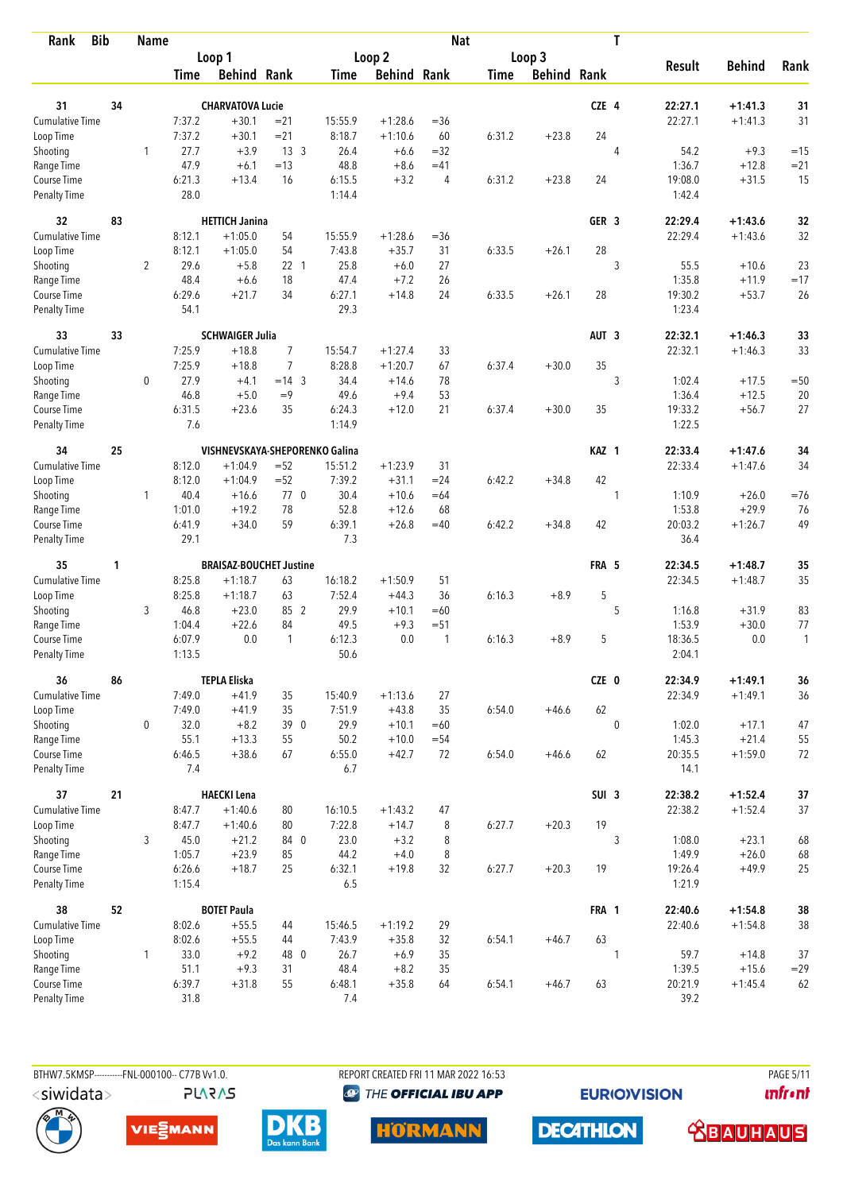| Rank | Bib | Name | | | | | | | Nat | | | T | | | |
|---|---|---|---|---|---|---|---|---|---|---|---|---|---|---|---|
| | | | Loop 1 | | | Loop 2 | | | Loop 3 | | | | Result | Behind | Rank |
| | | | Time | Behind | Rank | Time | Behind | Rank | Time | Behind | Rank | | | | |
| 31 | 34 | CHARVATOVA Lucie | | | | | | | | | CZE | 4 | 22:27.1 | +1:41.3 | 31 |
| Cumulative Time | | | 7:37.2 | +30.1 | =21 | 15:55.9 | +1:28.6 | =36 | | | | | 22:27.1 | +1:41.3 | 31 |
| Loop Time | | | 7:37.2 | +30.1 | =21 | 8:18.7 | +1:10.6 | 60 | 6:31.2 | +23.8 | 24 | | | | |
| Shooting | | 1 | 27.7 | +3.9 | 13 3 | 26.4 | +6.6 | =32 | | | | 4 | 54.2 | +9.3 | =15 |
| Range Time | | | 47.9 | +6.1 | =13 | 48.8 | +8.6 | =41 | | | | | 1:36.7 | +12.8 | =21 |
| Course Time | | | 6:21.3 | +13.4 | 16 | 6:15.5 | +3.2 | 4 | 6:31.2 | +23.8 | 24 | | 19:08.0 | +31.5 | 15 |
| Penalty Time | | | 28.0 | | | 1:14.4 | | | | | | | 1:42.4 | | |
| 32 | 83 | HETTICH Janina | | | | | | | | | GER | 3 | 22:29.4 | +1:43.6 | 32 |
| Cumulative Time | | | 8:12.1 | +1:05.0 | 54 | 15:55.9 | +1:28.6 | =36 | | | | | 22:29.4 | +1:43.6 | 32 |
| Loop Time | | | 8:12.1 | +1:05.0 | 54 | 7:43.8 | +35.7 | 31 | 6:33.5 | +26.1 | 28 | | | | |
| Shooting | | 2 | 29.6 | +5.8 | 22 1 | 25.8 | +6.0 | 27 | | | | 3 | 55.5 | +10.6 | 23 |
| Range Time | | | 48.4 | +6.6 | 18 | 47.4 | +7.2 | 26 | | | | | 1:35.8 | +11.9 | =17 |
| Course Time | | | 6:29.6 | +21.7 | 34 | 6:27.1 | +14.8 | 24 | 6:33.5 | +26.1 | 28 | | 19:30.2 | +53.7 | 26 |
| Penalty Time | | | 54.1 | | | 29.3 | | | | | | | 1:23.4 | | |
| 33 | 33 | SCHWAIGER Julia | | | | | | | | | AUT | 3 | 22:32.1 | +1:46.3 | 33 |
| Cumulative Time | | | 7:25.9 | +18.8 | 7 | 15:54.7 | +1:27.4 | 33 | | | | | 22:32.1 | +1:46.3 | 33 |
| Loop Time | | | 7:25.9 | +18.8 | 7 | 8:28.8 | +1:20.7 | 67 | 6:37.4 | +30.0 | 35 | | | | |
| Shooting | | 0 | 27.9 | +4.1 | =14 3 | 34.4 | +14.6 | 78 | | | | 3 | 1:02.4 | +17.5 | =50 |
| Range Time | | | 46.8 | +5.0 | =9 | 49.6 | +9.4 | 53 | | | | | 1:36.4 | +12.5 | 20 |
| Course Time | | | 6:31.5 | +23.6 | 35 | 6:24.3 | +12.0 | 21 | 6:37.4 | +30.0 | 35 | | 19:33.2 | +56.7 | 27 |
| Penalty Time | | | 7.6 | | | 1:14.9 | | | | | | | 1:22.5 | | |
| 34 | 25 | VISHNEVSKAYA-SHEPORENKO Galina | | | | | | | | | KAZ | 1 | 22:33.4 | +1:47.6 | 34 |
| Cumulative Time | | | 8:12.0 | +1:04.9 | =52 | 15:51.2 | +1:23.9 | 31 | | | | | 22:33.4 | +1:47.6 | 34 |
| Loop Time | | | 8:12.0 | +1:04.9 | =52 | 7:39.2 | +31.1 | =24 | 6:42.2 | +34.8 | 42 | | | | |
| Shooting | | 1 | 40.4 | +16.6 | 77 0 | 30.4 | +10.6 | =64 | | | | 1 | 1:10.9 | +26.0 | =76 |
| Range Time | | | 1:01.0 | +19.2 | 78 | 52.8 | +12.6 | 68 | | | | | 1:53.8 | +29.9 | 76 |
| Course Time | | | 6:41.9 | +34.0 | 59 | 6:39.1 | +26.8 | =40 | 6:42.2 | +34.8 | 42 | | 20:03.2 | +1:26.7 | 49 |
| Penalty Time | | | 29.1 | | | 7.3 | | | | | | | 36.4 | | |
| 35 | 1 | BRAISAZ-BOUCHET Justine | | | | | | | | | FRA | 5 | 22:34.5 | +1:48.7 | 35 |
| Cumulative Time | | | 8:25.8 | +1:18.7 | 63 | 16:18.2 | +1:50.9 | 51 | | | | | 22:34.5 | +1:48.7 | 35 |
| Loop Time | | | 8:25.8 | +1:18.7 | 63 | 7:52.4 | +44.3 | 36 | 6:16.3 | +8.9 | 5 | | | | |
| Shooting | | 3 | 46.8 | +23.0 | 85 2 | 29.9 | +10.1 | =60 | | | | 5 | 1:16.8 | +31.9 | 83 |
| Range Time | | | 1:04.4 | +22.6 | 84 | 49.5 | +9.3 | =51 | | | | | 1:53.9 | +30.0 | 77 |
| Course Time | | | 6:07.9 | 0.0 | 1 | 6:12.3 | 0.0 | 1 | 6:16.3 | +8.9 | 5 | | 18:36.5 | 0.0 | 1 |
| Penalty Time | | | 1:13.5 | | | 50.6 | | | | | | | 2:04.1 | | |
| 36 | 86 | TEPLA Eliska | | | | | | | | | CZE | 0 | 22:34.9 | +1:49.1 | 36 |
| Cumulative Time | | | 7:49.0 | +41.9 | 35 | 15:40.9 | +1:13.6 | 27 | | | | | 22:34.9 | +1:49.1 | 36 |
| Loop Time | | | 7:49.0 | +41.9 | 35 | 7:51.9 | +43.8 | 35 | 6:54.0 | +46.6 | 62 | | | | |
| Shooting | | 0 | 32.0 | +8.2 | 39 0 | 29.9 | +10.1 | =60 | | | | 0 | 1:02.0 | +17.1 | 47 |
| Range Time | | | 55.1 | +13.3 | 55 | 50.2 | +10.0 | =54 | | | | | 1:45.3 | +21.4 | 55 |
| Course Time | | | 6:46.5 | +38.6 | 67 | 6:55.0 | +42.7 | 72 | 6:54.0 | +46.6 | 62 | | 20:35.5 | +1:59.0 | 72 |
| Penalty Time | | | 7.4 | | | 6.7 | | | | | | | 14.1 | | |
| 37 | 21 | HAECKI Lena | | | | | | | | | SUI | 3 | 22:38.2 | +1:52.4 | 37 |
| Cumulative Time | | | 8:47.7 | +1:40.6 | 80 | 16:10.5 | +1:43.2 | 47 | | | | | 22:38.2 | +1:52.4 | 37 |
| Loop Time | | | 8:47.7 | +1:40.6 | 80 | 7:22.8 | +14.7 | 8 | 6:27.7 | +20.3 | 19 | | | | |
| Shooting | | 3 | 45.0 | +21.2 | 84 0 | 23.0 | +3.2 | 8 | | | | 3 | 1:08.0 | +23.1 | 68 |
| Range Time | | | 1:05.7 | +23.9 | 85 | 44.2 | +4.0 | 8 | | | | | 1:49.9 | +26.0 | 68 |
| Course Time | | | 6:26.6 | +18.7 | 25 | 6:32.1 | +19.8 | 32 | 6:27.7 | +20.3 | 19 | | 19:26.4 | +49.9 | 25 |
| Penalty Time | | | 1:15.4 | | | 6.5 | | | | | | | 1:21.9 | | |
| 38 | 52 | BOTET Paula | | | | | | | | | FRA | 1 | 22:40.6 | +1:54.8 | 38 |
| Cumulative Time | | | 8:02.6 | +55.5 | 44 | 15:46.5 | +1:19.2 | 29 | | | | | 22:40.6 | +1:54.8 | 38 |
| Loop Time | | | 8:02.6 | +55.5 | 44 | 7:43.9 | +35.8 | 32 | 6:54.1 | +46.7 | 63 | | | | |
| Shooting | | 1 | 33.0 | +9.2 | 48 0 | 26.7 | +6.9 | 35 | | | | 1 | 59.7 | +14.8 | 37 |
| Range Time | | | 51.1 | +9.3 | 31 | 48.4 | +8.2 | 35 | | | | | 1:39.5 | +15.6 | =29 |
| Course Time | | | 6:39.7 | +31.8 | 55 | 6:48.1 | +35.8 | 64 | 6:54.1 | +46.7 | 63 | | 20:21.9 | +1:45.4 | 62 |
| Penalty Time | | | 31.8 | | | 7.4 | | | | | | | 39.2 | | |

BTHW7.5KMSP-----------FNL-000100-- C77B Vv1.0. REPORT CREATED FRI 11 MAR 2022 16:53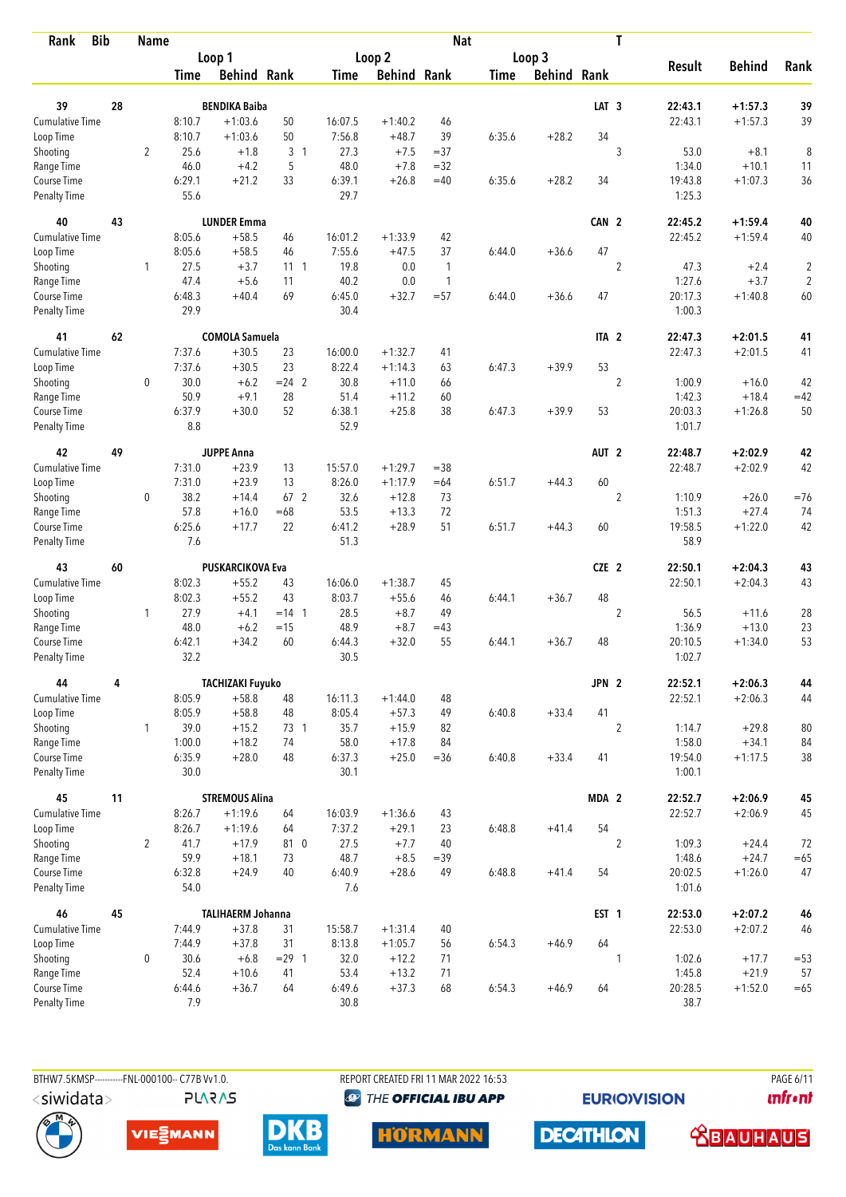| Rank | Bib | Name | | | | | | | Nat | | | | T | | | |
|---|---|---|---|---|---|---|---|---|---|---|---|---|---|---|---|---|
| | | | Loop 1 | | | Loop 2 | | | Loop 3 | | | | | Result | Behind | Rank |
| | | | Time | Behind | Rank | Time | Behind | Rank | Time | Behind | Rank | | | | | |
| 39 | 28 | BENDIKA Baiba | | | | | | | | | | LAT | 3 | 22:43.1 | +1:57.3 | 39 |
| Cumulative Time | | | 8:10.7 | +1:03.6 | 50 | 16:07.5 | +1:40.2 | 46 | | | | | | 22:43.1 | +1:57.3 | 39 |
| Loop Time | | | 8:10.7 | +1:03.6 | 50 | 7:56.8 | +48.7 | 39 | 6:35.6 | +28.2 | 34 | | | | | |
| Shooting | | 2 | 25.6 | +1.8 | 3 1 | 27.3 | +7.5 | =37 | | | | | 3 | 53.0 | +8.1 | 8 |
| Range Time | | | 46.0 | +4.2 | 5 | 48.0 | +7.8 | =32 | | | | | | 1:34.0 | +10.1 | 11 |
| Course Time | | | 6:29.1 | +21.2 | 33 | 6:39.1 | +26.8 | =40 | 6:35.6 | +28.2 | 34 | | | 19:43.8 | +1:07.3 | 36 |
| Penalty Time | | | 55.6 | | | 29.7 | | | | | | | | 1:25.3 | | |
| 40 | 43 | LUNDER Emma | | | | | | | | | | CAN | 2 | 22:45.2 | +1:59.4 | 40 |
| Cumulative Time | | | 8:05.6 | +58.5 | 46 | 16:01.2 | +1:33.9 | 42 | | | | | | 22:45.2 | +1:59.4 | 40 |
| Loop Time | | | 8:05.6 | +58.5 | 46 | 7:55.6 | +47.5 | 37 | 6:44.0 | +36.6 | 47 | | | | | |
| Shooting | | 1 | 27.5 | +3.7 | 11 1 | 19.8 | 0.0 | 1 | | | | | 2 | 47.3 | +2.4 | 2 |
| Range Time | | | 47.4 | +5.6 | 11 | 40.2 | 0.0 | 1 | | | | | | 1:27.6 | +3.7 | 2 |
| Course Time | | | 6:48.3 | +40.4 | 69 | 6:45.0 | +32.7 | =57 | 6:44.0 | +36.6 | 47 | | | 20:17.3 | +1:40.8 | 60 |
| Penalty Time | | | 29.9 | | | 30.4 | | | | | | | | 1:00.3 | | |
| 41 | 62 | COMOLA Samuela | | | | | | | | | | ITA | 2 | 22:47.3 | +2:01.5 | 41 |
| Cumulative Time | | | 7:37.6 | +30.5 | 23 | 16:00.0 | +1:32.7 | 41 | | | | | | 22:47.3 | +2:01.5 | 41 |
| Loop Time | | | 7:37.6 | +30.5 | 23 | 8:22.4 | +1:14.3 | 63 | 6:47.3 | +39.9 | 53 | | | | | |
| Shooting | | 0 | 30.0 | +6.2 | =24 2 | 30.8 | +11.0 | 66 | | | | | 2 | 1:00.9 | +16.0 | 42 |
| Range Time | | | 50.9 | +9.1 | 28 | 51.4 | +11.2 | 60 | | | | | | 1:42.3 | +18.4 | =42 |
| Course Time | | | 6:37.9 | +30.0 | 52 | 6:38.1 | +25.8 | 38 | 6:47.3 | +39.9 | 53 | | | 20:03.3 | +1:26.8 | 50 |
| Penalty Time | | | 8.8 | | | 52.9 | | | | | | | | 1:01.7 | | |
| 42 | 49 | JUPPE Anna | | | | | | | | | | AUT | 2 | 22:48.7 | +2:02.9 | 42 |
| Cumulative Time | | | 7:31.0 | +23.9 | 13 | 15:57.0 | +1:29.7 | =38 | | | | | | 22:48.7 | +2:02.9 | 42 |
| Loop Time | | | 7:31.0 | +23.9 | 13 | 8:26.0 | +1:17.9 | =64 | 6:51.7 | +44.3 | 60 | | | | | |
| Shooting | | 0 | 38.2 | +14.4 | 67 2 | 32.6 | +12.8 | 73 | | | | | 2 | 1:10.9 | +26.0 | =76 |
| Range Time | | | 57.8 | +16.0 | =68 | 53.5 | +13.3 | 72 | | | | | | 1:51.3 | +27.4 | 74 |
| Course Time | | | 6:25.6 | +17.7 | 22 | 6:41.2 | +28.9 | 51 | 6:51.7 | +44.3 | 60 | | | 19:58.5 | +1:22.0 | 42 |
| Penalty Time | | | 7.6 | | | 51.3 | | | | | | | | 58.9 | | |
| 43 | 60 | PUSKARCIKOVA Eva | | | | | | | | | | CZE | 2 | 22:50.1 | +2:04.3 | 43 |
| Cumulative Time | | | 8:02.3 | +55.2 | 43 | 16:06.0 | +1:38.7 | 45 | | | | | | 22:50.1 | +2:04.3 | 43 |
| Loop Time | | | 8:02.3 | +55.2 | 43 | 8:03.7 | +55.6 | 46 | 6:44.1 | +36.7 | 48 | | | | | |
| Shooting | | 1 | 27.9 | +4.1 | =14 1 | 28.5 | +8.7 | 49 | | | | | 2 | 56.5 | +11.6 | 28 |
| Range Time | | | 48.0 | +6.2 | =15 | 48.9 | +8.7 | =43 | | | | | | 1:36.9 | +13.0 | 23 |
| Course Time | | | 6:42.1 | +34.2 | 60 | 6:44.3 | +32.0 | 55 | 6:44.1 | +36.7 | 48 | | | 20:10.5 | +1:34.0 | 53 |
| Penalty Time | | | 32.2 | | | 30.5 | | | | | | | | 1:02.7 | | |
| 44 | 4 | TACHIZAKI Fuyuko | | | | | | | | | | JPN | 2 | 22:52.1 | +2:06.3 | 44 |
| Cumulative Time | | | 8:05.9 | +58.8 | 48 | 16:11.3 | +1:44.0 | 48 | | | | | | 22:52.1 | +2:06.3 | 44 |
| Loop Time | | | 8:05.9 | +58.8 | 48 | 8:05.4 | +57.3 | 49 | 6:40.8 | +33.4 | 41 | | | | | |
| Shooting | | 1 | 39.0 | +15.2 | 73 1 | 35.7 | +15.9 | 82 | | | | | 2 | 1:14.7 | +29.8 | 80 |
| Range Time | | | 1:00.0 | +18.2 | 74 | 58.0 | +17.8 | 84 | | | | | | 1:58.0 | +34.1 | 84 |
| Course Time | | | 6:35.9 | +28.0 | 48 | 6:37.3 | +25.0 | =36 | 6:40.8 | +33.4 | 41 | | | 19:54.0 | +1:17.5 | 38 |
| Penalty Time | | | 30.0 | | | 30.1 | | | | | | | | 1:00.1 | | |
| 45 | 11 | STREMOUS Alina | | | | | | | | | | MDA | 2 | 22:52.7 | +2:06.9 | 45 |
| Cumulative Time | | | 8:26.7 | +1:19.6 | 64 | 16:03.9 | +1:36.6 | 43 | | | | | | 22:52.7 | +2:06.9 | 45 |
| Loop Time | | | 8:26.7 | +1:19.6 | 64 | 7:37.2 | +29.1 | 23 | 6:48.8 | +41.4 | 54 | | | | | |
| Shooting | | 2 | 41.7 | +17.9 | 81 0 | 27.5 | +7.7 | 40 | | | | | 2 | 1:09.3 | +24.4 | 72 |
| Range Time | | | 59.9 | +18.1 | 73 | 48.7 | +8.5 | =39 | | | | | | 1:48.6 | +24.7 | =65 |
| Course Time | | | 6:32.8 | +24.9 | 40 | 6:40.9 | +28.6 | 49 | 6:48.8 | +41.4 | 54 | | | 20:02.5 | +1:26.0 | 47 |
| Penalty Time | | | 54.0 | | | 7.6 | | | | | | | | 1:01.6 | | |
| 46 | 45 | TALIHAERM Johanna | | | | | | | | | | EST | 1 | 22:53.0 | +2:07.2 | 46 |
| Cumulative Time | | | 7:44.9 | +37.8 | 31 | 15:58.7 | +1:31.4 | 40 | | | | | | 22:53.0 | +2:07.2 | 46 |
| Loop Time | | | 7:44.9 | +37.8 | 31 | 8:13.8 | +1:05.7 | 56 | 6:54.3 | +46.9 | 64 | | | | | |
| Shooting | | 0 | 30.6 | +6.8 | =29 1 | 32.0 | +12.2 | 71 | | | | | 1 | 1:02.6 | +17.7 | =53 |
| Range Time | | | 52.4 | +10.6 | 41 | 53.4 | +13.2 | 71 | | | | | | 1:45.8 | +21.9 | 57 |
| Course Time | | | 6:44.6 | +36.7 | 64 | 6:49.6 | +37.3 | 68 | 6:54.3 | +46.9 | 64 | | | 20:28.5 | +1:52.0 | =65 |
| Penalty Time | | | 7.9 | | | 30.8 | | | | | | | | 38.7 | | |

BTHW7.5KMSP-----------FNL-000100-- C77B Vv1.0. REPORT CREATED FRI 11 MAR 2022 16:53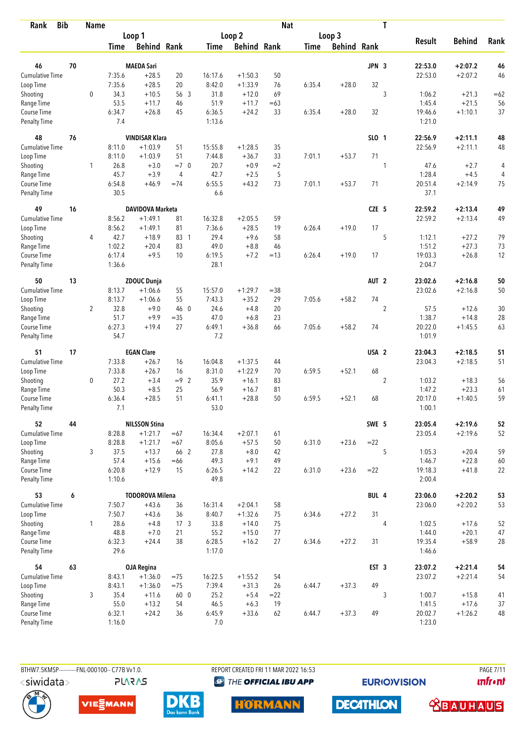| Rank | Bib | Name | | Loop 1 Time | Loop 1 Behind | Loop 1 Rank | Loop 2 Time | Loop 2 Behind | Loop 2 Rank | Loop 3 Time | Loop 3 Behind | Loop 3 Rank | Nat | T | Result | Behind | Rank |
|---|---|---|---|---|---|---|---|---|---|---|---|---|---|---|---|---|---|
| 46 | 70 | MAEDA Sari | | | | | | | | | | | JPN | 3 | 22:53.0 | +2:07.2 | 46 |
| Cumulative Time | | | | 7:35.6 | +28.5 | 20 | 16:17.6 | +1:50.3 | 50 | | | | | | 22:53.0 | +2:07.2 | 46 |
| Loop Time | | | | 7:35.6 | +28.5 | 20 | 8:42.0 | +1:33.9 | 76 | 6:35.4 | +28.0 | 32 | | | | | |
| Shooting | | | 0 | 34.3 | +10.5 | 56 3 | 31.8 | +12.0 | 69 | | | | | 3 | 1:06.2 | +21.3 | =62 |
| Range Time | | | | 53.5 | +11.7 | 46 | 51.9 | +11.7 | =63 | | | | | | 1:45.4 | +21.5 | 56 |
| Course Time | | | | 6:34.7 | +26.8 | 45 | 6:36.5 | +24.2 | 33 | 6:35.4 | +28.0 | 32 | | | 19:46.6 | +1:10.1 | 37 |
| Penalty Time | | | | 7.4 | | | 1:13.6 | | | | | | | | 1:21.0 | | |
| 48 | 76 | VINDISAR Klara | | | | | | | | | | | SLO | 1 | 22:56.9 | +2:11.1 | 48 |
| Cumulative Time | | | | 8:11.0 | +1:03.9 | 51 | 15:55.8 | +1:28.5 | 35 | | | | | | 22:56.9 | +2:11.1 | 48 |
| Loop Time | | | | 8:11.0 | +1:03.9 | 51 | 7:44.8 | +36.7 | 33 | 7:01.1 | +53.7 | 71 | | | | | |
| Shooting | | | 1 | 26.8 | +3.0 | =7 0 | 20.7 | +0.9 | =2 | | | | | 1 | 47.6 | +2.7 | 4 |
| Range Time | | | | 45.7 | +3.9 | 4 | 42.7 | +2.5 | 5 | | | | | | 1:28.4 | +4.5 | 4 |
| Course Time | | | | 6:54.8 | +46.9 | =74 | 6:55.5 | +43.2 | 73 | 7:01.1 | +53.7 | 71 | | | 20:51.4 | +2:14.9 | 75 |
| Penalty Time | | | | 30.5 | | | 6.6 | | | | | | | | 37.1 | | |
| 49 | 16 | DAVIDOVA Marketa | | | | | | | | | | | CZE | 5 | 22:59.2 | +2:13.4 | 49 |
| Cumulative Time | | | | 8:56.2 | +1:49.1 | 81 | 16:32.8 | +2:05.5 | 59 | | | | | | 22:59.2 | +2:13.4 | 49 |
| Loop Time | | | | 8:56.2 | +1:49.1 | 81 | 7:36.6 | +28.5 | 19 | 6:26.4 | +19.0 | 17 | | | | | |
| Shooting | | | 4 | 42.7 | +18.9 | 83 1 | 29.4 | +9.6 | 58 | | | | | 5 | 1:12.1 | +27.2 | 79 |
| Range Time | | | | 1:02.2 | +20.4 | 83 | 49.0 | +8.8 | 46 | | | | | | 1:51.2 | +27.3 | 73 |
| Course Time | | | | 6:17.4 | +9.5 | 10 | 6:19.5 | +7.2 | =13 | 6:26.4 | +19.0 | 17 | | | 19:03.3 | +26.8 | 12 |
| Penalty Time | | | | 1:36.6 | | | 28.1 | | | | | | | | 2:04.7 | | |
| 50 | 13 | ZDOUC Dunja | | | | | | | | | | | AUT | 2 | 23:02.6 | +2:16.8 | 50 |
| Cumulative Time | | | | 8:13.7 | +1:06.6 | 55 | 15:57.0 | +1:29.7 | =38 | | | | | | 23:02.6 | +2:16.8 | 50 |
| Loop Time | | | | 8:13.7 | +1:06.6 | 55 | 7:43.3 | +35.2 | 29 | 7:05.6 | +58.2 | 74 | | | | | |
| Shooting | | | 2 | 32.8 | +9.0 | 46 0 | 24.6 | +4.8 | 20 | | | | | 2 | 57.5 | +12.6 | 30 |
| Range Time | | | | 51.7 | +9.9 | =35 | 47.0 | +6.8 | 23 | | | | | | 1:38.7 | +14.8 | 28 |
| Course Time | | | | 6:27.3 | +19.4 | 27 | 6:49.1 | +36.8 | 66 | 7:05.6 | +58.2 | 74 | | | 20:22.0 | +1:45.5 | 63 |
| Penalty Time | | | | 54.7 | | | 7.2 | | | | | | | | 1:01.9 | | |
| 51 | 17 | EGAN Clare | | | | | | | | | | | USA | 2 | 23:04.3 | +2:18.5 | 51 |
| Cumulative Time | | | | 7:33.8 | +26.7 | 16 | 16:04.8 | +1:37.5 | 44 | | | | | | 23:04.3 | +2:18.5 | 51 |
| Loop Time | | | | 7:33.8 | +26.7 | 16 | 8:31.0 | +1:22.9 | 70 | 6:59.5 | +52.1 | 68 | | | | | |
| Shooting | | | 0 | 27.2 | +3.4 | =9 2 | 35.9 | +16.1 | 83 | | | | | 2 | 1:03.2 | +18.3 | 56 |
| Range Time | | | | 50.3 | +8.5 | 25 | 56.9 | +16.7 | 81 | | | | | | 1:47.2 | +23.3 | 61 |
| Course Time | | | | 6:36.4 | +28.5 | 51 | 6:41.1 | +28.8 | 50 | 6:59.5 | +52.1 | 68 | | | 20:17.0 | +1:40.5 | 59 |
| Penalty Time | | | | 7.1 | | | 53.0 | | | | | | | | 1:00.1 | | |
| 52 | 44 | NILSSON Stina | | | | | | | | | | | SWE | 5 | 23:05.4 | +2:19.6 | 52 |
| Cumulative Time | | | | 8:28.8 | +1:21.7 | =67 | 16:34.4 | +2:07.1 | 61 | | | | | | 23:05.4 | +2:19.6 | 52 |
| Loop Time | | | | 8:28.8 | +1:21.7 | =67 | 8:05.6 | +57.5 | 50 | 6:31.0 | +23.6 | =22 | | | | | |
| Shooting | | | 3 | 37.5 | +13.7 | 66 2 | 27.8 | +8.0 | 42 | | | | | 5 | 1:05.3 | +20.4 | 59 |
| Range Time | | | | 57.4 | +15.6 | =66 | 49.3 | +9.1 | 49 | | | | | | 1:46.7 | +22.8 | 60 |
| Course Time | | | | 6:20.8 | +12.9 | 15 | 6:26.5 | +14.2 | 22 | 6:31.0 | +23.6 | =22 | | | 19:18.3 | +41.8 | 22 |
| Penalty Time | | | | 1:10.6 | | | 49.8 | | | | | | | | 2:00.4 | | |
| 53 | 6 | TODOROVA Milena | | | | | | | | | | | BUL | 4 | 23:06.0 | +2:20.2 | 53 |
| Cumulative Time | | | | 7:50.7 | +43.6 | 36 | 16:31.4 | +2:04.1 | 58 | | | | | | 23:06.0 | +2:20.2 | 53 |
| Loop Time | | | | 7:50.7 | +43.6 | 36 | 8:40.7 | +1:32.6 | 75 | 6:34.6 | +27.2 | 31 | | | | | |
| Shooting | | | 1 | 28.6 | +4.8 | 17 3 | 33.8 | +14.0 | 75 | | | | | 4 | 1:02.5 | +17.6 | 52 |
| Range Time | | | | 48.8 | +7.0 | 21 | 55.2 | +15.0 | 77 | | | | | | 1:44.0 | +20.1 | 47 |
| Course Time | | | | 6:32.3 | +24.4 | 38 | 6:28.5 | +16.2 | 27 | 6:34.6 | +27.2 | 31 | | | 19:35.4 | +58.9 | 28 |
| Penalty Time | | | | 29.6 | | | 1:17.0 | | | | | | | | 1:46.6 | | |
| 54 | 63 | OJA Regina | | | | | | | | | | | EST | 3 | 23:07.2 | +2:21.4 | 54 |
| Cumulative Time | | | | 8:43.1 | +1:36.0 | =75 | 16:22.5 | +1:55.2 | 54 | | | | | | 23:07.2 | +2:21.4 | 54 |
| Loop Time | | | | 8:43.1 | +1:36.0 | =75 | 7:39.4 | +31.3 | 26 | 6:44.7 | +37.3 | 49 | | | | | |
| Shooting | | | 3 | 35.4 | +11.6 | 60 0 | 25.2 | +5.4 | =22 | | | | | 3 | 1:00.7 | +15.8 | 41 |
| Range Time | | | | 55.0 | +13.2 | 54 | 46.5 | +6.3 | 19 | | | | | | 1:41.5 | +17.6 | 37 |
| Course Time | | | | 6:32.1 | +24.2 | 36 | 6:45.9 | +33.6 | 62 | 6:44.7 | +37.3 | 49 | | | 20:02.7 | +1:26.2 | 48 |
| Penalty Time | | | | 1:16.0 | | | 7.0 | | | | | | | | 1:23.0 | | |

BTHW7.5KMSP----------FNL-000100-- C77B Vv1.0. REPORT CREATED FRI 11 MAR 2022 16:53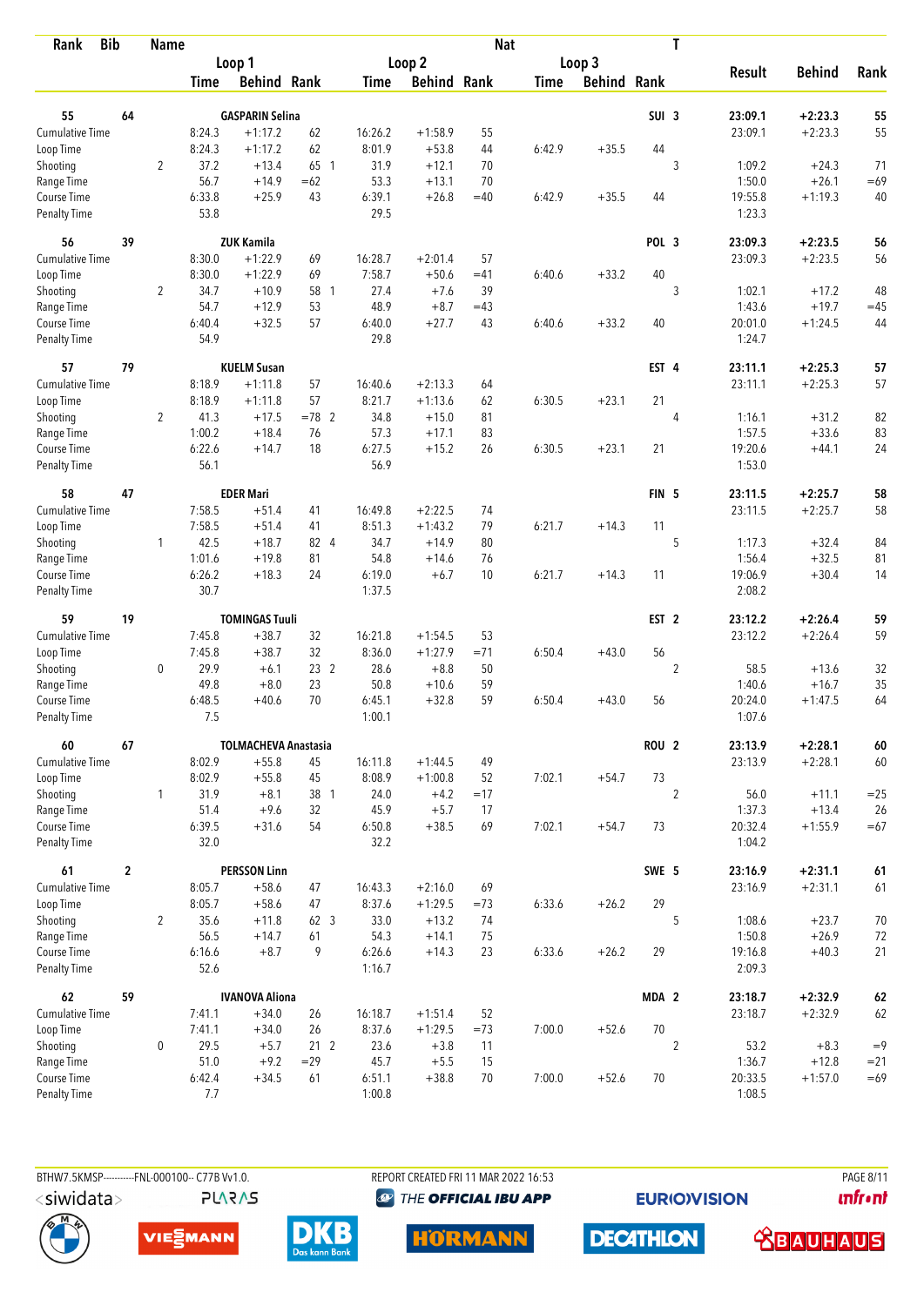| Rank | Bib | Name | | | | | | | | Nat | | | T | Result | Behind | Rank |
|---|---|---|---|---|---|---|---|---|---|---|---|---|---|---|---|---|
| | | | Loop 1 | | | Loop 2 | | | Loop 3 | | | | | | | |
| | | | Time | Behind | Rank | Time | Behind | Rank | Time | Behind | Rank | | | | | |
| 55 | 64 | GASPARIN Selina | | | | | | | | | | SUI | 3 | 23:09.1 | +2:23.3 | 55 |
| Cumulative Time | | | 8:24.3 | +1:17.2 | 62 | 16:26.2 | +1:58.9 | 55 | | | | | | 23:09.1 | +2:23.3 | 55 |
| Loop Time | | | 8:24.3 | +1:17.2 | 62 | 8:01.9 | +53.8 | 44 | 6:42.9 | +35.5 | 44 | | | | | |
| Shooting | | 2 | 37.2 | +13.4 | 65 1 | 31.9 | +12.1 | 70 | | | | | 3 | 1:09.2 | +24.3 | 71 |
| Range Time | | | 56.7 | +14.9 | =62 | 53.3 | +13.1 | 70 | | | | | | 1:50.0 | +26.1 | =69 |
| Course Time | | | 6:33.8 | +25.9 | 43 | 6:39.1 | +26.8 | =40 | 6:42.9 | +35.5 | 44 | | | 19:55.8 | +1:19.3 | 40 |
| Penalty Time | | | 53.8 | | | 29.5 | | | | | | | | 1:23.3 | | |
| 56 | 39 | ZUK Kamila | | | | | | | | | | POL | 3 | 23:09.3 | +2:23.5 | 56 |
| Cumulative Time | | | 8:30.0 | +1:22.9 | 69 | 16:28.7 | +2:01.4 | 57 | | | | | | 23:09.3 | +2:23.5 | 56 |
| Loop Time | | | 8:30.0 | +1:22.9 | 69 | 7:58.7 | +50.6 | =41 | 6:40.6 | +33.2 | 40 | | | | | |
| Shooting | | 2 | 34.7 | +10.9 | 58 1 | 27.4 | +7.6 | 39 | | | | | 3 | 1:02.1 | +17.2 | 48 |
| Range Time | | | 54.7 | +12.9 | 53 | 48.9 | +8.7 | =43 | | | | | | 1:43.6 | +19.7 | =45 |
| Course Time | | | 6:40.4 | +32.5 | 57 | 6:40.0 | +27.7 | 43 | 6:40.6 | +33.2 | 40 | | | 20:01.0 | +1:24.5 | 44 |
| Penalty Time | | | 54.9 | | | 29.8 | | | | | | | | 1:24.7 | | |
| 57 | 79 | KUELM Susan | | | | | | | | | | EST | 4 | 23:11.1 | +2:25.3 | 57 |
| Cumulative Time | | | 8:18.9 | +1:11.8 | 57 | 16:40.6 | +2:13.3 | 64 | | | | | | 23:11.1 | +2:25.3 | 57 |
| Loop Time | | | 8:18.9 | +1:11.8 | 57 | 8:21.7 | +1:13.6 | 62 | 6:30.5 | +23.1 | 21 | | | | | |
| Shooting | | 2 | 41.3 | +17.5 | =78 2 | 34.8 | +15.0 | 81 | | | | | 4 | 1:16.1 | +31.2 | 82 |
| Range Time | | | 1:00.2 | +18.4 | 76 | 57.3 | +17.1 | 83 | | | | | | 1:57.5 | +33.6 | 83 |
| Course Time | | | 6:22.6 | +14.7 | 18 | 6:27.5 | +15.2 | 26 | 6:30.5 | +23.1 | 21 | | | 19:20.6 | +44.1 | 24 |
| Penalty Time | | | 56.1 | | | 56.9 | | | | | | | | 1:53.0 | | |
| 58 | 47 | EDER Mari | | | | | | | | | | FIN | 5 | 23:11.5 | +2:25.7 | 58 |
| Cumulative Time | | | 7:58.5 | +51.4 | 41 | 16:49.8 | +2:22.5 | 74 | | | | | | 23:11.5 | +2:25.7 | 58 |
| Loop Time | | | 7:58.5 | +51.4 | 41 | 8:51.3 | +1:43.2 | 79 | 6:21.7 | +14.3 | 11 | | | | | |
| Shooting | | 1 | 42.5 | +18.7 | 82 4 | 34.7 | +14.9 | 80 | | | | | 5 | 1:17.3 | +32.4 | 84 |
| Range Time | | | 1:01.6 | +19.8 | 81 | 54.8 | +14.6 | 76 | | | | | | 1:56.4 | +32.5 | 81 |
| Course Time | | | 6:26.2 | +18.3 | 24 | 6:19.0 | +6.7 | 10 | 6:21.7 | +14.3 | 11 | | | 19:06.9 | +30.4 | 14 |
| Penalty Time | | | 30.7 | | | 1:37.5 | | | | | | | | 2:08.2 | | |
| 59 | 19 | TOMINGAS Tuuli | | | | | | | | | | EST | 2 | 23:12.2 | +2:26.4 | 59 |
| Cumulative Time | | | 7:45.8 | +38.7 | 32 | 16:21.8 | +1:54.5 | 53 | | | | | | 23:12.2 | +2:26.4 | 59 |
| Loop Time | | | 7:45.8 | +38.7 | 32 | 8:36.0 | +1:27.9 | =71 | 6:50.4 | +43.0 | 56 | | | | | |
| Shooting | | 0 | 29.9 | +6.1 | 23 2 | 28.6 | +8.8 | 50 | | | | | 2 | 58.5 | +13.6 | 32 |
| Range Time | | | 49.8 | +8.0 | 23 | 50.8 | +10.6 | 59 | | | | | | 1:40.6 | +16.7 | 35 |
| Course Time | | | 6:48.5 | +40.6 | 70 | 6:45.1 | +32.8 | 59 | 6:50.4 | +43.0 | 56 | | | 20:24.0 | +1:47.5 | 64 |
| Penalty Time | | | 7.5 | | | 1:00.1 | | | | | | | | 1:07.6 | | |
| 60 | 67 | TOLMACHEVA Anastasia | | | | | | | | | | ROU | 2 | 23:13.9 | +2:28.1 | 60 |
| Cumulative Time | | | 8:02.9 | +55.8 | 45 | 16:11.8 | +1:44.5 | 49 | | | | | | 23:13.9 | +2:28.1 | 60 |
| Loop Time | | | 8:02.9 | +55.8 | 45 | 8:08.9 | +1:00.8 | 52 | 7:02.1 | +54.7 | 73 | | | | | |
| Shooting | | 1 | 31.9 | +8.1 | 38 1 | 24.0 | +4.2 | =17 | | | | | 2 | 56.0 | +11.1 | =25 |
| Range Time | | | 51.4 | +9.6 | 32 | 45.9 | +5.7 | 17 | | | | | | 1:37.3 | +13.4 | 26 |
| Course Time | | | 6:39.5 | +31.6 | 54 | 6:50.8 | +38.5 | 69 | 7:02.1 | +54.7 | 73 | | | 20:32.4 | +1:55.9 | =67 |
| Penalty Time | | | 32.0 | | | 32.2 | | | | | | | | 1:04.2 | | |
| 61 | 2 | PERSSON Linn | | | | | | | | | | SWE | 5 | 23:16.9 | +2:31.1 | 61 |
| Cumulative Time | | | 8:05.7 | +58.6 | 47 | 16:43.3 | +2:16.0 | 69 | | | | | | 23:16.9 | +2:31.1 | 61 |
| Loop Time | | | 8:05.7 | +58.6 | 47 | 8:37.6 | +1:29.5 | =73 | 6:33.6 | +26.2 | 29 | | | | | |
| Shooting | | 2 | 35.6 | +11.8 | 62 3 | 33.0 | +13.2 | 74 | | | | | 5 | 1:08.6 | +23.7 | 70 |
| Range Time | | | 56.5 | +14.7 | 61 | 54.3 | +14.1 | 75 | | | | | | 1:50.8 | +26.9 | 72 |
| Course Time | | | 6:16.6 | +8.7 | 9 | 6:26.6 | +14.3 | 23 | 6:33.6 | +26.2 | 29 | | | 19:16.8 | +40.3 | 21 |
| Penalty Time | | | 52.6 | | | 1:16.7 | | | | | | | | 2:09.3 | | |
| 62 | 59 | IVANOVA Aliona | | | | | | | | | | MDA | 2 | 23:18.7 | +2:32.9 | 62 |
| Cumulative Time | | | 7:41.1 | +34.0 | 26 | 16:18.7 | +1:51.4 | 52 | | | | | | 23:18.7 | +2:32.9 | 62 |
| Loop Time | | | 7:41.1 | +34.0 | 26 | 8:37.6 | +1:29.5 | =73 | 7:00.0 | +52.6 | 70 | | | | | |
| Shooting | | 0 | 29.5 | +5.7 | 21 2 | 23.6 | +3.8 | 11 | | | | | 2 | 53.2 | +8.3 | =9 |
| Range Time | | | 51.0 | +9.2 | =29 | 45.7 | +5.5 | 15 | | | | | | 1:36.7 | +12.8 | =21 |
| Course Time | | | 6:42.4 | +34.5 | 61 | 6:51.1 | +38.8 | 70 | 7:00.0 | +52.6 | 70 | | | 20:33.5 | +1:57.0 | =69 |
| Penalty Time | | | 7.7 | | | 1:00.8 | | | | | | | | 1:08.5 | | |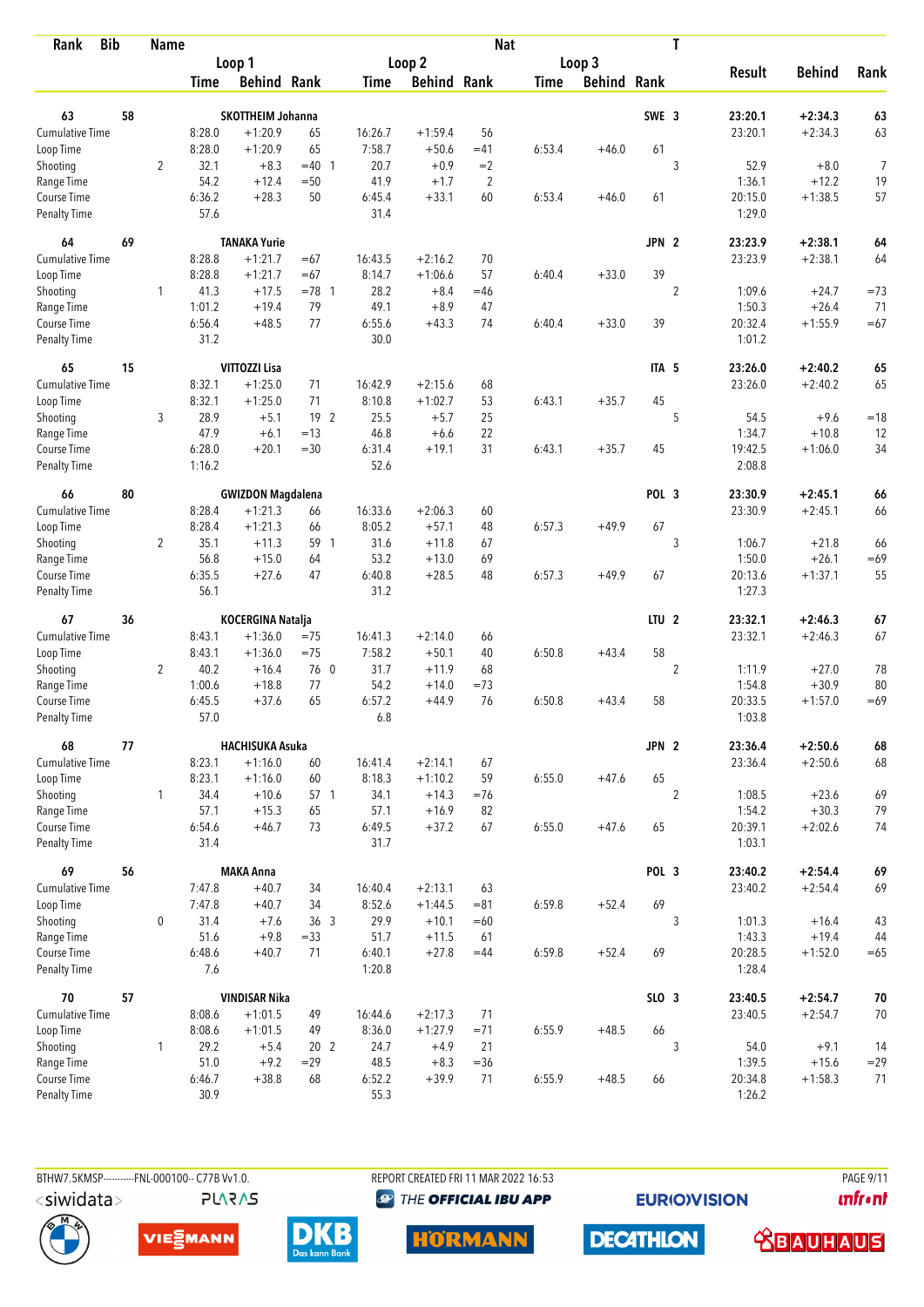| Rank | Bib | Name | | Loop 1 Time | Loop 1 Behind | Loop 1 Rank | Loop 2 Time | Loop 2 Behind | Loop 2 Rank | Loop 3 Time | Loop 3 Behind | Loop 3 Rank | Nat | T | Result | Behind | Rank |
|---|---|---|---|---|---|---|---|---|---|---|---|---|---|---|---|---|---|
| 63 | 58 | SKOTTHEIM Johanna | | | | | | | | | | | SWE | 3 | 23:20.1 | +2:34.3 | 63 |
| | | Cumulative Time | | 8:28.0 | +1:20.9 | 65 | 16:26.7 | +1:59.4 | 56 | | | | | | 23:20.1 | +2:34.3 | 63 |
| | | Loop Time | | 8:28.0 | +1:20.9 | 65 | 7:58.7 | +50.6 | =41 | 6:53.4 | +46.0 | 61 | | | | | |
| | | Shooting | 2 | 32.1 | +8.3 | =40 1 | 20.7 | +0.9 | =2 | | | | | 3 | 52.9 | +8.0 | 7 |
| | | Range Time | | 54.2 | +12.4 | =50 | 41.9 | +1.7 | 2 | | | | | | 1:36.1 | +12.2 | 19 |
| | | Course Time | | 6:36.2 | +28.3 | 50 | 6:45.4 | +33.1 | 60 | 6:53.4 | +46.0 | 61 | | | 20:15.0 | +1:38.5 | 57 |
| | | Penalty Time | | 57.6 | | | 31.4 | | | | | | | | 1:29.0 | | |
| 64 | 69 | TANAKA Yurie | | | | | | | | | | | JPN | 2 | 23:23.9 | +2:38.1 | 64 |
| | | Cumulative Time | | 8:28.8 | +1:21.7 | =67 | 16:43.5 | +2:16.2 | 70 | | | | | | 23:23.9 | +2:38.1 | 64 |
| | | Loop Time | | 8:28.8 | +1:21.7 | =67 | 8:14.7 | +1:06.6 | 57 | 6:40.4 | +33.0 | 39 | | | | | |
| | | Shooting | 1 | 41.3 | +17.5 | =78 1 | 28.2 | +8.4 | =46 | | | | | 2 | 1:09.6 | +24.7 | =73 |
| | | Range Time | | 1:01.2 | +19.4 | 79 | 49.1 | +8.9 | 47 | | | | | | 1:50.3 | +26.4 | 71 |
| | | Course Time | | 6:56.4 | +48.5 | 77 | 6:55.6 | +43.3 | 74 | 6:40.4 | +33.0 | 39 | | | 20:32.4 | +1:55.9 | =67 |
| | | Penalty Time | | 31.2 | | | 30.0 | | | | | | | | 1:01.2 | | |
| 65 | 15 | VITTOZZI Lisa | | | | | | | | | | | ITA | 5 | 23:26.0 | +2:40.2 | 65 |
| | | Cumulative Time | | 8:32.1 | +1:25.0 | 71 | 16:42.9 | +2:15.6 | 68 | | | | | | 23:26.0 | +2:40.2 | 65 |
| | | Loop Time | | 8:32.1 | +1:25.0 | 71 | 8:10.8 | +1:02.7 | 53 | 6:43.1 | +35.7 | 45 | | | | | |
| | | Shooting | 3 | 28.9 | +5.1 | 19 2 | 25.5 | +5.7 | 25 | | | | | 5 | 54.5 | +9.6 | =18 |
| | | Range Time | | 47.9 | +6.1 | =13 | 46.8 | +6.6 | 22 | | | | | | 1:34.7 | +10.8 | 12 |
| | | Course Time | | 6:28.0 | +20.1 | =30 | 6:31.4 | +19.1 | 31 | 6:43.1 | +35.7 | 45 | | | 19:42.5 | +1:06.0 | 34 |
| | | Penalty Time | | 1:16.2 | | | 52.6 | | | | | | | | 2:08.8 | | |
| 66 | 80 | GWIZDON Magdalena | | | | | | | | | | | POL | 3 | 23:30.9 | +2:45.1 | 66 |
| | | Cumulative Time | | 8:28.4 | +1:21.3 | 66 | 16:33.6 | +2:06.3 | 60 | | | | | | 23:30.9 | +2:45.1 | 66 |
| | | Loop Time | | 8:28.4 | +1:21.3 | 66 | 8:05.2 | +57.1 | 48 | 6:57.3 | +49.9 | 67 | | | | | |
| | | Shooting | 2 | 35.1 | +11.3 | 59 1 | 31.6 | +11.8 | 67 | | | | | 3 | 1:06.7 | +21.8 | 66 |
| | | Range Time | | 56.8 | +15.0 | 64 | 53.2 | +13.0 | 69 | | | | | | 1:50.0 | +26.1 | =69 |
| | | Course Time | | 6:35.5 | +27.6 | 47 | 6:40.8 | +28.5 | 48 | 6:57.3 | +49.9 | 67 | | | 20:13.6 | +1:37.1 | 55 |
| | | Penalty Time | | 56.1 | | | 31.2 | | | | | | | | 1:27.3 | | |
| 67 | 36 | KOCERGINA Natalja | | | | | | | | | | | LTU | 2 | 23:32.1 | +2:46.3 | 67 |
| | | Cumulative Time | | 8:43.1 | +1:36.0 | =75 | 16:41.3 | +2:14.0 | 66 | | | | | | 23:32.1 | +2:46.3 | 67 |
| | | Loop Time | | 8:43.1 | +1:36.0 | =75 | 7:58.2 | +50.1 | 40 | 6:50.8 | +43.4 | 58 | | | | | |
| | | Shooting | 2 | 40.2 | +16.4 | 76 0 | 31.7 | +11.9 | 68 | | | | | 2 | 1:11.9 | +27.0 | 78 |
| | | Range Time | | 1:00.6 | +18.8 | 77 | 54.2 | +14.0 | =73 | | | | | | 1:54.8 | +30.9 | 80 |
| | | Course Time | | 6:45.5 | +37.6 | 65 | 6:57.2 | +44.9 | 76 | 6:50.8 | +43.4 | 58 | | | 20:33.5 | +1:57.0 | =69 |
| | | Penalty Time | | 57.0 | | | 6.8 | | | | | | | | 1:03.8 | | |
| 68 | 77 | HACHISUKA Asuka | | | | | | | | | | | JPN | 2 | 23:36.4 | +2:50.6 | 68 |
| | | Cumulative Time | | 8:23.1 | +1:16.0 | 60 | 16:41.4 | +2:14.1 | 67 | | | | | | 23:36.4 | +2:50.6 | 68 |
| | | Loop Time | | 8:23.1 | +1:16.0 | 60 | 8:18.3 | +1:10.2 | 59 | 6:55.0 | +47.6 | 65 | | | | | |
| | | Shooting | 1 | 34.4 | +10.6 | 57 1 | 34.1 | +14.3 | =76 | | | | | 2 | 1:08.5 | +23.6 | 69 |
| | | Range Time | | 57.1 | +15.3 | 65 | 57.1 | +16.9 | 82 | | | | | | 1:54.2 | +30.3 | 79 |
| | | Course Time | | 6:54.6 | +46.7 | 73 | 6:49.5 | +37.2 | 67 | 6:55.0 | +47.6 | 65 | | | 20:39.1 | +2:02.6 | 74 |
| | | Penalty Time | | 31.4 | | | 31.7 | | | | | | | | 1:03.1 | | |
| 69 | 56 | MAKA Anna | | | | | | | | | | | POL | 3 | 23:40.2 | +2:54.4 | 69 |
| | | Cumulative Time | | 7:47.8 | +40.7 | 34 | 16:40.4 | +2:13.1 | 63 | | | | | | 23:40.2 | +2:54.4 | 69 |
| | | Loop Time | | 7:47.8 | +40.7 | 34 | 8:52.6 | +1:44.5 | =81 | 6:59.8 | +52.4 | 69 | | | | | |
| | | Shooting | 0 | 31.4 | +7.6 | 36 3 | 29.9 | +10.1 | =60 | | | | | 3 | 1:01.3 | +16.4 | 43 |
| | | Range Time | | 51.6 | +9.8 | =33 | 51.7 | +11.5 | 61 | | | | | | 1:43.3 | +19.4 | 44 |
| | | Course Time | | 6:48.6 | +40.7 | 71 | 6:40.1 | +27.8 | =44 | 6:59.8 | +52.4 | 69 | | | 20:28.5 | +1:52.0 | =65 |
| | | Penalty Time | | 7.6 | | | 1:20.8 | | | | | | | | 1:28.4 | | |
| 70 | 57 | VINDISAR Nika | | | | | | | | | | | SLO | 3 | 23:40.5 | +2:54.7 | 70 |
| | | Cumulative Time | | 8:08.6 | +1:01.5 | 49 | 16:44.6 | +2:17.3 | 71 | | | | | | 23:40.5 | +2:54.7 | 70 |
| | | Loop Time | | 8:08.6 | +1:01.5 | 49 | 8:36.0 | +1:27.9 | =71 | 6:55.9 | +48.5 | 66 | | | | | |
| | | Shooting | 1 | 29.2 | +5.4 | 20 2 | 24.7 | +4.9 | 21 | | | | | 3 | 54.0 | +9.1 | 14 |
| | | Range Time | | 51.0 | +9.2 | =29 | 48.5 | +8.3 | =36 | | | | | | 1:39.5 | +15.6 | =29 |
| | | Course Time | | 6:46.7 | +38.8 | 68 | 6:52.2 | +39.9 | 71 | 6:55.9 | +48.5 | 66 | | | 20:34.8 | +1:58.3 | 71 |
| | | Penalty Time | | 30.9 | | | 55.3 | | | | | | | | 1:26.2 | | |

BTHW7.5KMSP----------FNL-000100-- C77B Vv1.0. REPORT CREATED FRI 11 MAR 2022 16:53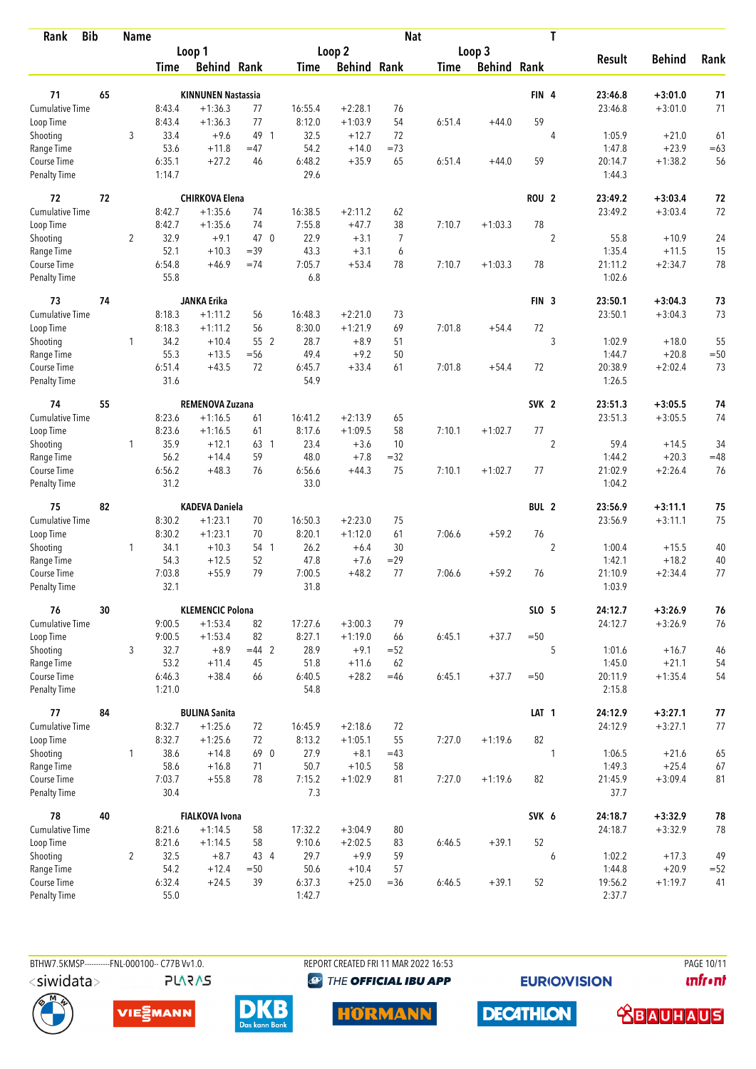| Rank | Bib | Name | | | | | | | Nat | | | T | | | |
|---|---|---|---|---|---|---|---|---|---|---|---|---|---|---|---|
| | | | Loop 1 | | | Loop 2 | | | Loop 3 | | | | | | |
| | | | Time | Behind | Rank | Time | Behind | Rank | Time | Behind | Rank | | Result | Behind | Rank |
| **71** | **65** | **KINNUNEN Nastassia** | | | | | | | | | **FIN** | **4** | **23:46.8** | **+3:01.0** | **71** |
| Cumulative Time | | | 8:43.4 | +1:36.3 | 77 | 16:55.4 | +2:28.1 | 76 | | | | | 23:46.8 | +3:01.0 | 71 |
| Loop Time | | | 8:43.4 | +1:36.3 | 77 | 8:12.0 | +1:03.9 | 54 | 6:51.4 | +44.0 | 59 | | | | |
| Shooting | | 3 | 33.4 | +9.6 | 49 1 | 32.5 | +12.7 | 72 | | | | 4 | 1:05.9 | +21.0 | 61 |
| Range Time | | | 53.6 | +11.8 | =47 | 54.2 | +14.0 | =73 | | | | | 1:47.8 | +23.9 | =63 |
| Course Time | | | 6:35.1 | +27.2 | 46 | 6:48.2 | +35.9 | 65 | 6:51.4 | +44.0 | 59 | | 20:14.7 | +1:38.2 | 56 |
| Penalty Time | | | 1:14.7 | | | 29.6 | | | | | | | 1:44.3 | | |
| **72** | **72** | **CHIRKOVA Elena** | | | | | | | | | **ROU** | **2** | **23:49.2** | **+3:03.4** | **72** |
| Cumulative Time | | | 8:42.7 | +1:35.6 | 74 | 16:38.5 | +2:11.2 | 62 | | | | | 23:49.2 | +3:03.4 | 72 |
| Loop Time | | | 8:42.7 | +1:35.6 | 74 | 7:55.8 | +47.7 | 38 | 7:10.7 | +1:03.3 | 78 | | | | |
| Shooting | | 2 | 32.9 | +9.1 | 47 0 | 22.9 | +3.1 | 7 | | | | 2 | 55.8 | +10.9 | 24 |
| Range Time | | | 52.1 | +10.3 | =39 | 43.3 | +3.1 | 6 | | | | | 1:35.4 | +11.5 | 15 |
| Course Time | | | 6:54.8 | +46.9 | =74 | 7:05.7 | +53.4 | 78 | 7:10.7 | +1:03.3 | 78 | | 21:11.2 | +2:34.7 | 78 |
| Penalty Time | | | 55.8 | | | 6.8 | | | | | | | 1:02.6 | | |
| **73** | **74** | **JANKA Erika** | | | | | | | | | **FIN** | **3** | **23:50.1** | **+3:04.3** | **73** |
| Cumulative Time | | | 8:18.3 | +1:11.2 | 56 | 16:48.3 | +2:21.0 | 73 | | | | | 23:50.1 | +3:04.3 | 73 |
| Loop Time | | | 8:18.3 | +1:11.2 | 56 | 8:30.0 | +1:21.9 | 69 | 7:01.8 | +54.4 | 72 | | | | |
| Shooting | | 1 | 34.2 | +10.4 | 55 2 | 28.7 | +8.9 | 51 | | | | 3 | 1:02.9 | +18.0 | 55 |
| Range Time | | | 55.3 | +13.5 | =56 | 49.4 | +9.2 | 50 | | | | | 1:44.7 | +20.8 | =50 |
| Course Time | | | 6:51.4 | +43.5 | 72 | 6:45.7 | +33.4 | 61 | 7:01.8 | +54.4 | 72 | | 20:38.9 | +2:02.4 | 73 |
| Penalty Time | | | 31.6 | | | 54.9 | | | | | | | 1:26.5 | | |
| **74** | **55** | **REMENOVA Zuzana** | | | | | | | | | **SVK** | **2** | **23:51.3** | **+3:05.5** | **74** |
| Cumulative Time | | | 8:23.6 | +1:16.5 | 61 | 16:41.2 | +2:13.9 | 65 | | | | | 23:51.3 | +3:05.5 | 74 |
| Loop Time | | | 8:23.6 | +1:16.5 | 61 | 8:17.6 | +1:09.5 | 58 | 7:10.1 | +1:02.7 | 77 | | | | |
| Shooting | | 1 | 35.9 | +12.1 | 63 1 | 23.4 | +3.6 | 10 | | | | 2 | 59.4 | +14.5 | 34 |
| Range Time | | | 56.2 | +14.4 | 59 | 48.0 | +7.8 | =32 | | | | | 1:44.2 | +20.3 | =48 |
| Course Time | | | 6:56.2 | +48.3 | 76 | 6:56.6 | +44.3 | 75 | 7:10.1 | +1:02.7 | 77 | | 21:02.9 | +2:26.4 | 76 |
| Penalty Time | | | 31.2 | | | 33.0 | | | | | | | 1:04.2 | | |
| **75** | **82** | **KADEVA Daniela** | | | | | | | | | **BUL** | **2** | **23:56.9** | **+3:11.1** | **75** |
| Cumulative Time | | | 8:30.2 | +1:23.1 | 70 | 16:50.3 | +2:23.0 | 75 | | | | | 23:56.9 | +3:11.1 | 75 |
| Loop Time | | | 8:30.2 | +1:23.1 | 70 | 8:20.1 | +1:12.0 | 61 | 7:06.6 | +59.2 | 76 | | | | |
| Shooting | | 1 | 34.1 | +10.3 | 54 1 | 26.2 | +6.4 | 30 | | | | 2 | 1:00.4 | +15.5 | 40 |
| Range Time | | | 54.3 | +12.5 | 52 | 47.8 | +7.6 | =29 | | | | | 1:42.1 | +18.2 | 40 |
| Course Time | | | 7:03.8 | +55.9 | 79 | 7:00.5 | +48.2 | 77 | 7:06.6 | +59.2 | 76 | | 21:10.9 | +2:34.4 | 77 |
| Penalty Time | | | 32.1 | | | 31.8 | | | | | | | 1:03.9 | | |
| **76** | **30** | **KLEMENCIC Polona** | | | | | | | | | **SLO** | **5** | **24:12.7** | **+3:26.9** | **76** |
| Cumulative Time | | | 9:00.5 | +1:53.4 | 82 | 17:27.6 | +3:00.3 | 79 | | | | | 24:12.7 | +3:26.9 | 76 |
| Loop Time | | | 9:00.5 | +1:53.4 | 82 | 8:27.1 | +1:19.0 | 66 | 6:45.1 | +37.7 | =50 | | | | |
| Shooting | | 3 | 32.7 | +8.9 | =44 2 | 28.9 | +9.1 | =52 | | | | 5 | 1:01.6 | +16.7 | 46 |
| Range Time | | | 53.2 | +11.4 | 45 | 51.8 | +11.6 | 62 | | | | | 1:45.0 | +21.1 | 54 |
| Course Time | | | 6:46.3 | +38.4 | 66 | 6:40.5 | +28.2 | =46 | 6:45.1 | +37.7 | =50 | | 20:11.9 | +1:35.4 | 54 |
| Penalty Time | | | 1:21.0 | | | 54.8 | | | | | | | 2:15.8 | | |
| **77** | **84** | **BULINA Sanita** | | | | | | | | | **LAT** | **1** | **24:12.9** | **+3:27.1** | **77** |
| Cumulative Time | | | 8:32.7 | +1:25.6 | 72 | 16:45.9 | +2:18.6 | 72 | | | | | 24:12.9 | +3:27.1 | 77 |
| Loop Time | | | 8:32.7 | +1:25.6 | 72 | 8:13.2 | +1:05.1 | 55 | 7:27.0 | +1:19.6 | 82 | | | | |
| Shooting | | 1 | 38.6 | +14.8 | 69 0 | 27.9 | +8.1 | =43 | | | | 1 | 1:06.5 | +21.6 | 65 |
| Range Time | | | 58.6 | +16.8 | 71 | 50.7 | +10.5 | 58 | | | | | 1:49.3 | +25.4 | 67 |
| Course Time | | | 7:03.7 | +55.8 | 78 | 7:15.2 | +1:02.9 | 81 | 7:27.0 | +1:19.6 | 82 | | 21:45.9 | +3:09.4 | 81 |
| Penalty Time | | | 30.4 | | | 7.3 | | | | | | | 37.7 | | |
| **78** | **40** | **FIALKOVA Ivona** | | | | | | | | | **SVK** | **6** | **24:18.7** | **+3:32.9** | **78** |
| Cumulative Time | | | 8:21.6 | +1:14.5 | 58 | 17:32.2 | +3:04.9 | 80 | | | | | 24:18.7 | +3:32.9 | 78 |
| Loop Time | | | 8:21.6 | +1:14.5 | 58 | 9:10.6 | +2:02.5 | 83 | 6:46.5 | +39.1 | 52 | | | | |
| Shooting | | 2 | 32.5 | +8.7 | 43 4 | 29.7 | +9.9 | 59 | | | | 6 | 1:02.2 | +17.3 | 49 |
| Range Time | | | 54.2 | +12.4 | =50 | 50.6 | +10.4 | 57 | | | | | 1:44.8 | +20.9 | =52 |
| Course Time | | | 6:32.4 | +24.5 | 39 | 6:37.3 | +25.0 | =36 | 6:46.5 | +39.1 | 52 | | 19:56.2 | +1:19.7 | 41 |
| Penalty Time | | | 55.0 | | | 1:42.7 | | | | | | | 2:37.7 | | |

BTHW7.5KMSP-----------FNL-000100-- C77B Vv1.0. REPORT CREATED FRI 11 MAR 2022 16:53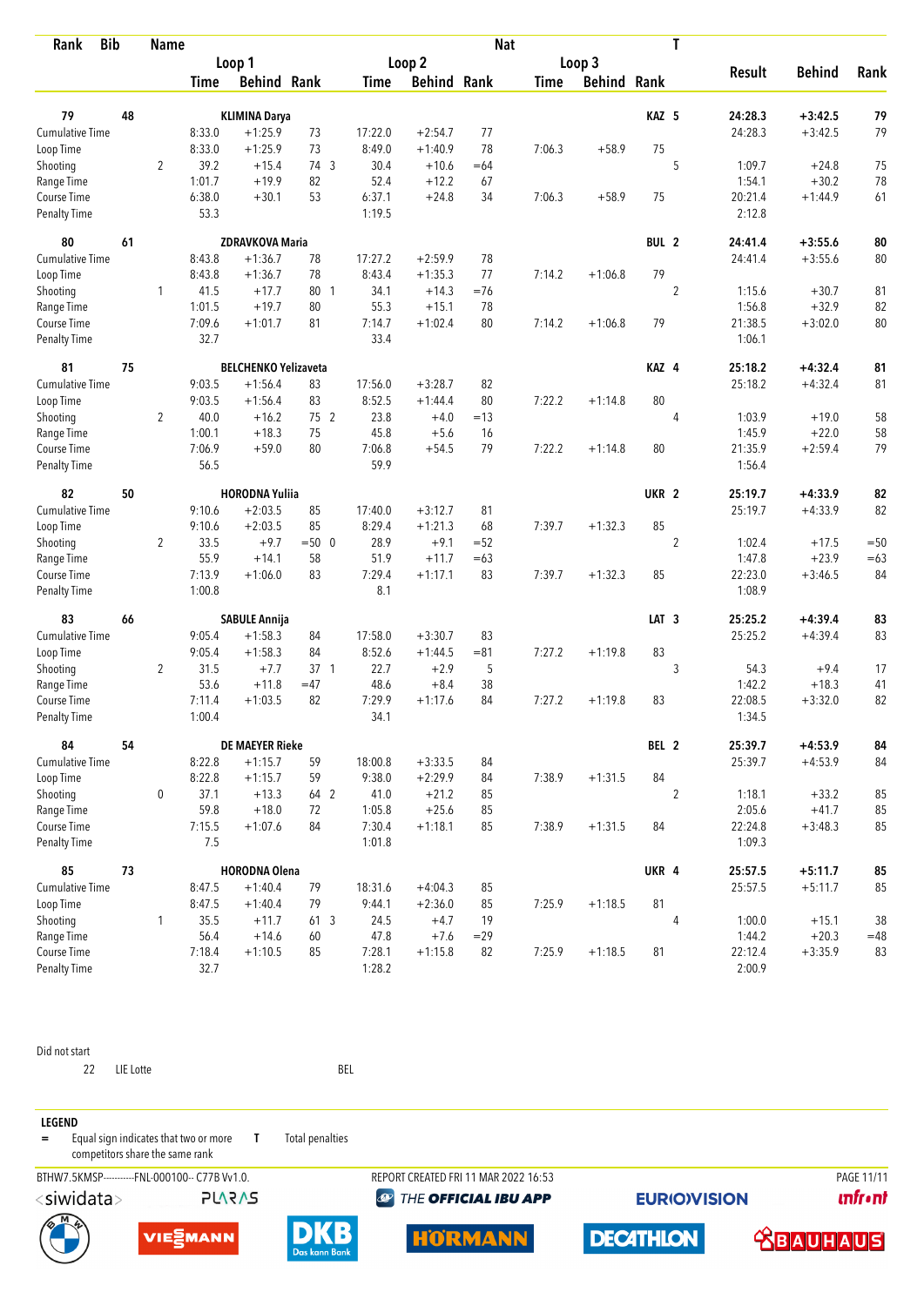| Rank | Bib | | Name | | | | | | | Nat | | | | T | | | |
|---|---|---|---|---|---|---|---|---|---|---|---|---|---|---|---|---|---|
| | | | Loop 1 | | | | Loop 2 | | | Loop 3 | | | | | Result | Behind | Rank |
| | | | Time | Behind | Rank | | Time | Behind | Rank | Time | Behind | Rank | | | | | |
| 79 | 48 | | KLIMINA Darya | | | | | | | | | | KAZ | 5 | 24:28.3 | +3:42.5 | 79 |
| Cumulative Time | | | 8:33.0 | +1:25.9 | 73 | | 17:22.0 | +2:54.7 | 77 | | | | | | 24:28.3 | +3:42.5 | 79 |
| Loop Time | | | 8:33.0 | +1:25.9 | 73 | | 8:49.0 | +1:40.9 | 78 | 7:06.3 | +58.9 | 75 | | | | | |
| Shooting | | 2 | 39.2 | +15.4 | 74 | 3 | 30.4 | +10.6 | =64 | | | | | 5 | 1:09.7 | +24.8 | 75 |
| Range Time | | | 1:01.7 | +19.9 | 82 | | 52.4 | +12.2 | 67 | | | | | | 1:54.1 | +30.2 | 78 |
| Course Time | | | 6:38.0 | +30.1 | 53 | | 6:37.1 | +24.8 | 34 | 7:06.3 | +58.9 | 75 | | | 20:21.4 | +1:44.9 | 61 |
| Penalty Time | | | 53.3 | | | | 1:19.5 | | | | | | | | 2:12.8 | | |
| 80 | 61 | | ZDRAVKOVA Maria | | | | | | | | | | BUL | 2 | 24:41.4 | +3:55.6 | 80 |
| Cumulative Time | | | 8:43.8 | +1:36.7 | 78 | | 17:27.2 | +2:59.9 | 78 | | | | | | 24:41.4 | +3:55.6 | 80 |
| Loop Time | | | 8:43.8 | +1:36.7 | 78 | | 8:43.4 | +1:35.3 | 77 | 7:14.2 | +1:06.8 | 79 | | | | | |
| Shooting | | 1 | 41.5 | +17.7 | 80 | 1 | 34.1 | +14.3 | =76 | | | | | 2 | 1:15.6 | +30.7 | 81 |
| Range Time | | | 1:01.5 | +19.7 | 80 | | 55.3 | +15.1 | 78 | | | | | | 1:56.8 | +32.9 | 82 |
| Course Time | | | 7:09.6 | +1:01.7 | 81 | | 7:14.7 | +1:02.4 | 80 | 7:14.2 | +1:06.8 | 79 | | | 21:38.5 | +3:02.0 | 80 |
| Penalty Time | | | 32.7 | | | | 33.4 | | | | | | | | 1:06.1 | | |
| 81 | 75 | | BELCHENKO Yelizaveta | | | | | | | | | | KAZ | 4 | 25:18.2 | +4:32.4 | 81 |
| Cumulative Time | | | 9:03.5 | +1:56.4 | 83 | | 17:56.0 | +3:28.7 | 82 | | | | | | 25:18.2 | +4:32.4 | 81 |
| Loop Time | | | 9:03.5 | +1:56.4 | 83 | | 8:52.5 | +1:44.4 | 80 | 7:22.2 | +1:14.8 | 80 | | | | | |
| Shooting | | 2 | 40.0 | +16.2 | 75 | 2 | 23.8 | +4.0 | =13 | | | | | 4 | 1:03.9 | +19.0 | 58 |
| Range Time | | | 1:00.1 | +18.3 | 75 | | 45.8 | +5.6 | 16 | | | | | | 1:45.9 | +22.0 | 58 |
| Course Time | | | 7:06.9 | +59.0 | 80 | | 7:06.8 | +54.5 | 79 | 7:22.2 | +1:14.8 | 80 | | | 21:35.9 | +2:59.4 | 79 |
| Penalty Time | | | 56.5 | | | | 59.9 | | | | | | | | 1:56.4 | | |
| 82 | 50 | | HORODNA Yuliia | | | | | | | | | | UKR | 2 | 25:19.7 | +4:33.9 | 82 |
| Cumulative Time | | | 9:10.6 | +2:03.5 | 85 | | 17:40.0 | +3:12.7 | 81 | | | | | | 25:19.7 | +4:33.9 | 82 |
| Loop Time | | | 9:10.6 | +2:03.5 | 85 | | 8:29.4 | +1:21.3 | 68 | 7:39.7 | +1:32.3 | 85 | | | | | |
| Shooting | | 2 | 33.5 | +9.7 | =50 | 0 | 28.9 | +9.1 | =52 | | | | | 2 | 1:02.4 | +17.5 | =50 |
| Range Time | | | 55.9 | +14.1 | 58 | | 51.9 | +11.7 | =63 | | | | | | 1:47.8 | +23.9 | =63 |
| Course Time | | | 7:13.9 | +1:06.0 | 83 | | 7:29.4 | +1:17.1 | 83 | 7:39.7 | +1:32.3 | 85 | | | 22:23.0 | +3:46.5 | 84 |
| Penalty Time | | | 1:00.8 | | | | 8.1 | | | | | | | | 1:08.9 | | |
| 83 | 66 | | SABULE Annija | | | | | | | | | | LAT | 3 | 25:25.2 | +4:39.4 | 83 |
| Cumulative Time | | | 9:05.4 | +1:58.3 | 84 | | 17:58.0 | +3:30.7 | 83 | | | | | | 25:25.2 | +4:39.4 | 83 |
| Loop Time | | | 9:05.4 | +1:58.3 | 84 | | 8:52.6 | +1:44.5 | =81 | 7:27.2 | +1:19.8 | 83 | | | | | |
| Shooting | | 2 | 31.5 | +7.7 | 37 | 1 | 22.7 | +2.9 | 5 | | | | | 3 | 54.3 | +9.4 | 17 |
| Range Time | | | 53.6 | +11.8 | =47 | | 48.6 | +8.4 | 38 | | | | | | 1:42.2 | +18.3 | 41 |
| Course Time | | | 7:11.4 | +1:03.5 | 82 | | 7:29.9 | +1:17.6 | 84 | 7:27.2 | +1:19.8 | 83 | | | 22:08.5 | +3:32.0 | 82 |
| Penalty Time | | | 1:00.4 | | | | 34.1 | | | | | | | | 1:34.5 | | |
| 84 | 54 | | DE MAEYER Rieke | | | | | | | | | | BEL | 2 | 25:39.7 | +4:53.9 | 84 |
| Cumulative Time | | | 8:22.8 | +1:15.7 | 59 | | 18:00.8 | +3:33.5 | 84 | | | | | | 25:39.7 | +4:53.9 | 84 |
| Loop Time | | | 8:22.8 | +1:15.7 | 59 | | 9:38.0 | +2:29.9 | 84 | 7:38.9 | +1:31.5 | 84 | | | | | |
| Shooting | | 0 | 37.1 | +13.3 | 64 | 2 | 41.0 | +21.2 | 85 | | | | | 2 | 1:18.1 | +33.2 | 85 |
| Range Time | | | 59.8 | +18.0 | 72 | | 1:05.8 | +25.6 | 85 | | | | | | 2:05.6 | +41.7 | 85 |
| Course Time | | | 7:15.5 | +1:07.6 | 84 | | 7:30.4 | +1:18.1 | 85 | 7:38.9 | +1:31.5 | 84 | | | 22:24.8 | +3:48.3 | 85 |
| Penalty Time | | | 7.5 | | | | 1:01.8 | | | | | | | | 1:09.3 | | |
| 85 | 73 | | HORODNA Olena | | | | | | | | | | UKR | 4 | 25:57.5 | +5:11.7 | 85 |
| Cumulative Time | | | 8:47.5 | +1:40.4 | 79 | | 18:31.6 | +4:04.3 | 85 | | | | | | 25:57.5 | +5:11.7 | 85 |
| Loop Time | | | 8:47.5 | +1:40.4 | 79 | | 9:44.1 | +2:36.0 | 85 | 7:25.9 | +1:18.5 | 81 | | | | | |
| Shooting | | 1 | 35.5 | +11.7 | 61 | 3 | 24.5 | +4.7 | 19 | | | | | 4 | 1:00.0 | +15.1 | 38 |
| Range Time | | | 56.4 | +14.6 | 60 | | 47.8 | +7.6 | =29 | | | | | | 1:44.2 | +20.3 | =48 |
| Course Time | | | 7:18.4 | +1:10.5 | 85 | | 7:28.1 | +1:15.8 | 82 | 7:25.9 | +1:18.5 | 81 | | | 22:12.4 | +3:35.9 | 83 |
| Penalty Time | | | 32.7 | | | | 1:28.2 | | | | | | | | 2:00.9 | | |

Did not start

| | | |
|---|---|---|
| 22 | LIE Lotte | BEL |

**LEGEND**

= Equal sign indicates that two or more competitors share the same rank

T Total penalties

BTHW7.5KMSP-----------FNL-000100-- C77B Vv1.0. REPORT CREATED FRI 11 MAR 2022 16:53